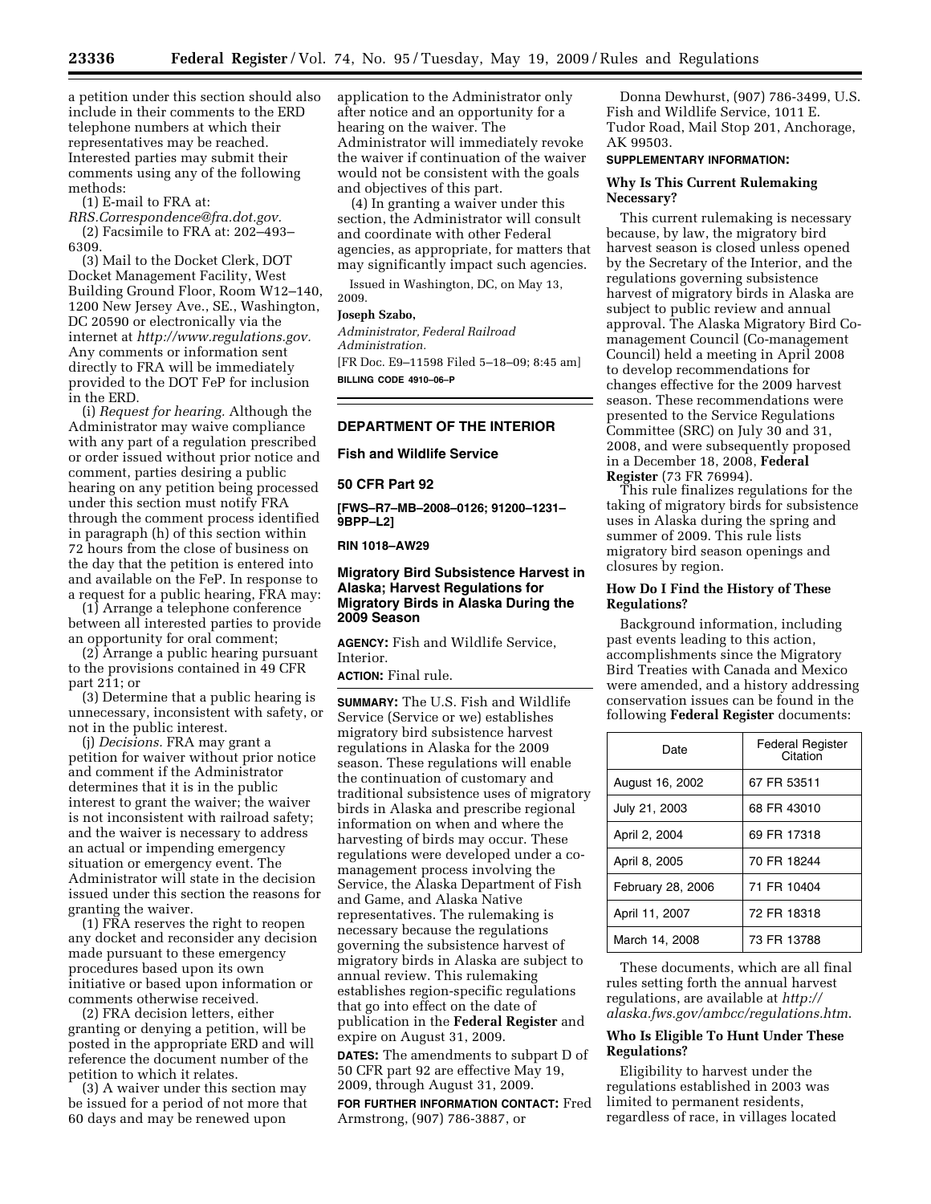a petition under this section should also include in their comments to the ERD telephone numbers at which their representatives may be reached. Interested parties may submit their comments using any of the following methods:

(1) E-mail to FRA at: *RRS.Correspondence@fra.dot.gov.*

(2) Facsimile to FRA at: 202–493–6309.

(3) Mail to the Docket Clerk, DOT Docket Management Facility, West Building Ground Floor, Room W12–140, 1200 New Jersey Ave., SE., Washington, DC 20590 or electronically via the internet at *http://www.regulations.gov.* Any comments or information sent directly to FRA will be immediately provided to the DOT FeP for inclusion in the ERD.

(i) *Request for hearing.* Although the Administrator may waive compliance with any part of a regulation prescribed or order issued without prior notice and comment, parties desiring a public hearing on any petition being processed under this section must notify FRA through the comment process identified in paragraph (h) of this section within 72 hours from the close of business on the day that the petition is entered into and available on the FeP. In response to a request for a public hearing, FRA may:

(1) Arrange a telephone conference between all interested parties to provide an opportunity for oral comment;

(2) Arrange a public hearing pursuant to the provisions contained in 49 CFR part 211; or

(3) Determine that a public hearing is unnecessary, inconsistent with safety, or not in the public interest.

(j) *Decisions.* FRA may grant a petition for waiver without prior notice and comment if the Administrator determines that it is in the public interest to grant the waiver; the waiver is not inconsistent with railroad safety; and the waiver is necessary to address an actual or impending emergency situation or emergency event. The Administrator will state in the decision issued under this section the reasons for granting the waiver.

(1) FRA reserves the right to reopen any docket and reconsider any decision made pursuant to these emergency procedures based upon its own initiative or based upon information or comments otherwise received.

(2) FRA decision letters, either granting or denying a petition, will be posted in the appropriate ERD and will reference the document number of the petition to which it relates.

(3) A waiver under this section may be issued for a period of not more than 60 days and may be renewed upon application to the Administrator only after notice and an opportunity for a hearing on the waiver. The Administrator will immediately revoke the waiver if continuation of the waiver would not be consistent with the goals and objectives of this part.

(4) In granting a waiver under this section, the Administrator will consult and coordinate with other Federal agencies, as appropriate, for matters that may significantly impact such agencies.

Issued in Washington, DC, on May 13, 2009.

**Joseph Szabo,**

*Administrator, Federal Railroad Administration.*

[FR Doc. E9–11598 Filed 5–18–09; 8:45 am]

**BILLING CODE 4910–06–P**

---

## DEPARTMENT OF THE INTERIOR

### Fish and Wildlife Service

### 50 CFR Part 92

**[FWS–R7–MB–2008–0126; 91200–1231–9BPP–L2]**

**RIN 1018–AW29**

### Migratory Bird Subsistence Harvest in Alaska; Harvest Regulations for Migratory Birds in Alaska During the 2009 Season

**AGENCY:** Fish and Wildlife Service, Interior.

**ACTION:** Final rule.

---

**SUMMARY:** The U.S. Fish and Wildlife Service (Service or we) establishes migratory bird subsistence harvest regulations in Alaska for the 2009 season. These regulations will enable the continuation of customary and traditional subsistence uses of migratory birds in Alaska and prescribe regional information on when and where the harvesting of birds may occur. These regulations were developed under a co-management process involving the Service, the Alaska Department of Fish and Game, and Alaska Native representatives. The rulemaking is necessary because the regulations governing the subsistence harvest of migratory birds in Alaska are subject to annual review. This rulemaking establishes region-specific regulations that go into effect on the date of publication in the **Federal Register** and expire on August 31, 2009.

**DATES:** The amendments to subpart D of 50 CFR part 92 are effective May 19, 2009, through August 31, 2009.

**FOR FURTHER INFORMATION CONTACT:** Fred Armstrong, (907) 786-3887, or Donna Dewhurst, (907) 786-3499, U.S. Fish and Wildlife Service, 1011 E. Tudor Road, Mail Stop 201, Anchorage, AK 99503.

**SUPPLEMENTARY INFORMATION:**

#### Why Is This Current Rulemaking Necessary?

This current rulemaking is necessary because, by law, the migratory bird harvest season is closed unless opened by the Secretary of the Interior, and the regulations governing subsistence harvest of migratory birds in Alaska are subject to public review and annual approval. The Alaska Migratory Bird Co-management Council (Co-management Council) held a meeting in April 2008 to develop recommendations for changes effective for the 2009 harvest season. These recommendations were presented to the Service Regulations Committee (SRC) on July 30 and 31, 2008, and were subsequently proposed in a December 18, 2008, **Federal Register** (73 FR 76994).

This rule finalizes regulations for the taking of migratory birds for subsistence uses in Alaska during the spring and summer of 2009. This rule lists migratory bird season openings and closures by region.

#### How Do I Find the History of These Regulations?

Background information, including past events leading to this action, accomplishments since the Migratory Bird Treaties with Canada and Mexico were amended, and a history addressing conservation issues can be found in the following **Federal Register** documents:

| Date | Federal Register Citation |
| --- | --- |
| August 16, 2002 | 67 FR 53511 |
| July 21, 2003 | 68 FR 43010 |
| April 2, 2004 | 69 FR 17318 |
| April 8, 2005 | 70 FR 18244 |
| February 28, 2006 | 71 FR 10404 |
| April 11, 2007 | 72 FR 18318 |
| March 14, 2008 | 73 FR 13788 |

These documents, which are all final rules setting forth the annual harvest regulations, are available at *http://alaska.fws.gov/ambcc/regulations.htm.*

#### Who Is Eligible To Hunt Under These Regulations?

Eligibility to harvest under the regulations established in 2003 was limited to permanent residents, regardless of race, in villages located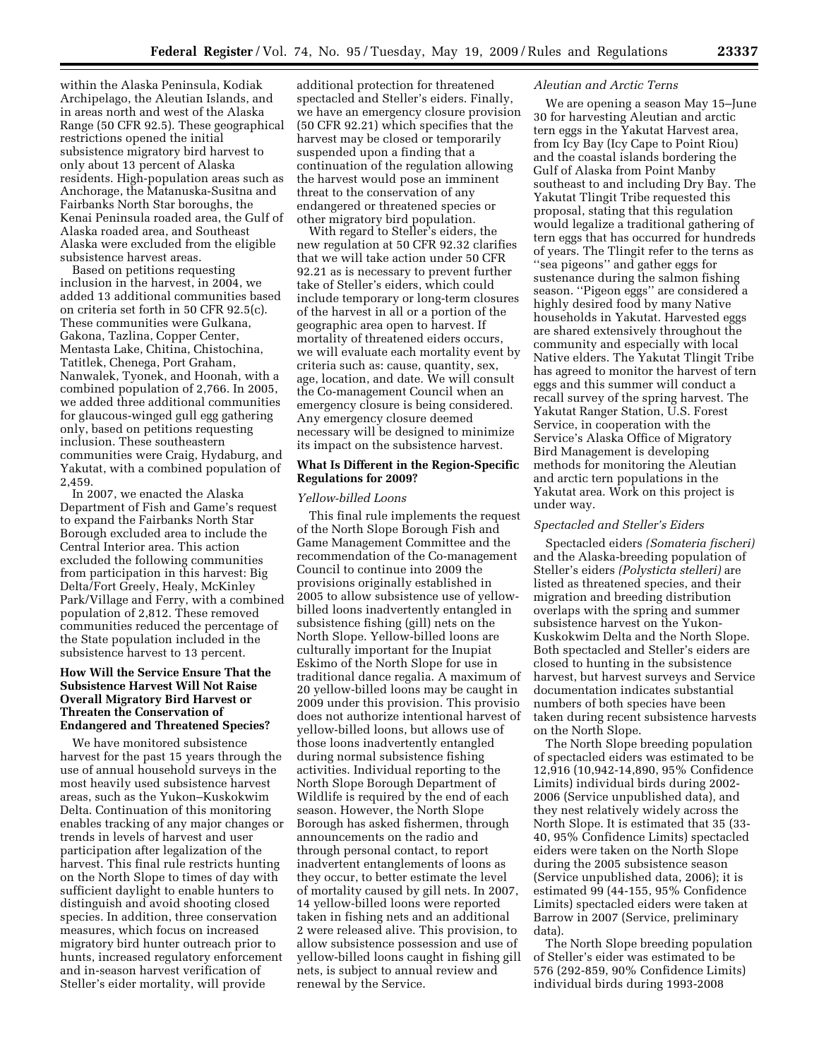within the Alaska Peninsula, Kodiak Archipelago, the Aleutian Islands, and in areas north and west of the Alaska Range (50 CFR 92.5). These geographical restrictions opened the initial subsistence migratory bird harvest to only about 13 percent of Alaska residents. High-population areas such as Anchorage, the Matanuska-Susitna and Fairbanks North Star boroughs, the Kenai Peninsula roaded area, the Gulf of Alaska roaded area, and Southeast Alaska were excluded from the eligible subsistence harvest areas.

Based on petitions requesting inclusion in the harvest, in 2004, we added 13 additional communities based on criteria set forth in 50 CFR 92.5(c). These communities were Gulkana, Gakona, Tazlina, Copper Center, Mentasta Lake, Chitina, Chistochina, Tatitlek, Chenega, Port Graham, Nanwalek, Tyonek, and Hoonah, with a combined population of 2,766. In 2005, we added three additional communities for glaucous-winged gull egg gathering only, based on petitions requesting inclusion. These southeastern communities were Craig, Hydaburg, and Yakutat, with a combined population of 2,459.

In 2007, we enacted the Alaska Department of Fish and Game's request to expand the Fairbanks North Star Borough excluded area to include the Central Interior area. This action excluded the following communities from participation in this harvest: Big Delta/Fort Greely, Healy, McKinley Park/Village and Ferry, with a combined population of 2,812. These removed communities reduced the percentage of the State population included in the subsistence harvest to 13 percent.

## How Will the Service Ensure That the Subsistence Harvest Will Not Raise Overall Migratory Bird Harvest or Threaten the Conservation of Endangered and Threatened Species?

We have monitored subsistence harvest for the past 15 years through the use of annual household surveys in the most heavily used subsistence harvest areas, such as the Yukon–Kuskokwim Delta. Continuation of this monitoring enables tracking of any major changes or trends in levels of harvest and user participation after legalization of the harvest. This final rule restricts hunting on the North Slope to times of day with sufficient daylight to enable hunters to distinguish and avoid shooting closed species. In addition, three conservation measures, which focus on increased migratory bird hunter outreach prior to hunts, increased regulatory enforcement and in-season harvest verification of Steller's eider mortality, will provide additional protection for threatened spectacled and Steller's eiders. Finally, we have an emergency closure provision (50 CFR 92.21) which specifies that the harvest may be closed or temporarily suspended upon a finding that a continuation of the regulation allowing the harvest would pose an imminent threat to the conservation of any endangered or threatened species or other migratory bird population.

With regard to Steller's eiders, the new regulation at 50 CFR 92.32 clarifies that we will take action under 50 CFR 92.21 as is necessary to prevent further take of Steller's eiders, which could include temporary or long-term closures of the harvest in all or a portion of the geographic area open to harvest. If mortality of threatened eiders occurs, we will evaluate each mortality event by criteria such as: cause, quantity, sex, age, location, and date. We will consult the Co-management Council when an emergency closure is being considered. Any emergency closure deemed necessary will be designed to minimize its impact on the subsistence harvest.

## What Is Different in the Region-Specific Regulations for 2009?

### *Yellow-billed Loons*

This final rule implements the request of the North Slope Borough Fish and Game Management Committee and the recommendation of the Co-management Council to continue into 2009 the provisions originally established in 2005 to allow subsistence use of yellow-billed loons inadvertently entangled in subsistence fishing (gill) nets on the North Slope. Yellow-billed loons are culturally important for the Inupiat Eskimo of the North Slope for use in traditional dance regalia. A maximum of 20 yellow-billed loons may be caught in 2009 under this provision. This provisio does not authorize intentional harvest of yellow-billed loons, but allows use of those loons inadvertently entangled during normal subsistence fishing activities. Individual reporting to the North Slope Borough Department of Wildlife is required by the end of each season. However, the North Slope Borough has asked fishermen, through announcements on the radio and through personal contact, to report inadvertent entanglements of loons as they occur, to better estimate the level of mortality caused by gill nets. In 2007, 14 yellow-billed loons were reported taken in fishing nets and an additional 2 were released alive. This provision, to allow subsistence possession and use of yellow-billed loons caught in fishing gill nets, is subject to annual review and renewal by the Service.

### *Aleutian and Arctic Terns*

We are opening a season May 15–June 30 for harvesting Aleutian and arctic tern eggs in the Yakutat Harvest area, from Icy Bay (Icy Cape to Point Riou) and the coastal islands bordering the Gulf of Alaska from Point Manby southeast to and including Dry Bay. The Yakutat Tlingit Tribe requested this proposal, stating that this regulation would legalize a traditional gathering of tern eggs that has occurred for hundreds of years. The Tlingit refer to the terns as ''sea pigeons'' and gather eggs for sustenance during the salmon fishing season. ''Pigeon eggs'' are considered a highly desired food by many Native households in Yakutat. Harvested eggs are shared extensively throughout the community and especially with local Native elders. The Yakutat Tlingit Tribe has agreed to monitor the harvest of tern eggs and this summer will conduct a recall survey of the spring harvest. The Yakutat Ranger Station, U.S. Forest Service, in cooperation with the Service's Alaska Office of Migratory Bird Management is developing methods for monitoring the Aleutian and arctic tern populations in the Yakutat area. Work on this project is under way.

### *Spectacled and Steller's Eiders*

Spectacled eiders *(Somateria fischeri)* and the Alaska-breeding population of Steller's eiders *(Polysticta stelleri)* are listed as threatened species, and their migration and breeding distribution overlaps with the spring and summer subsistence harvest on the Yukon-Kuskokwim Delta and the North Slope. Both spectacled and Steller's eiders are closed to hunting in the subsistence harvest, but harvest surveys and Service documentation indicates substantial numbers of both species have been taken during recent subsistence harvests on the North Slope.

The North Slope breeding population of spectacled eiders was estimated to be 12,916 (10,942-14,890, 95% Confidence Limits) individual birds during 2002-2006 (Service unpublished data), and they nest relatively widely across the North Slope. It is estimated that 35 (33-40, 95% Confidence Limits) spectacled eiders were taken on the North Slope during the 2005 subsistence season (Service unpublished data, 2006); it is estimated 99 (44-155, 95% Confidence Limits) spectacled eiders were taken at Barrow in 2007 (Service, preliminary data).

The North Slope breeding population of Steller's eider was estimated to be 576 (292-859, 90% Confidence Limits) individual birds during 1993-2008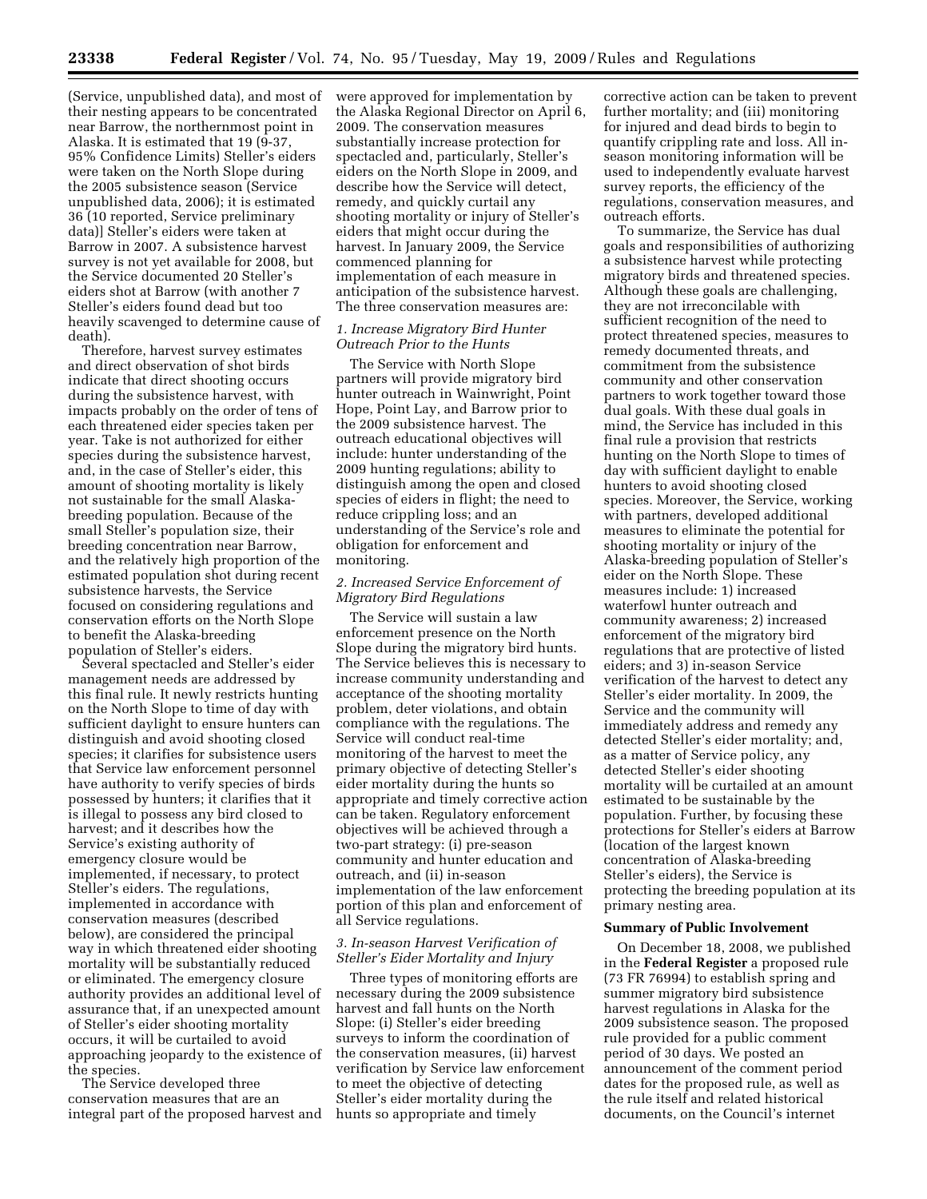(Service, unpublished data), and most of their nesting appears to be concentrated near Barrow, the northernmost point in Alaska. It is estimated that 19 (9-37, 95% Confidence Limits) Steller's eiders were taken on the North Slope during the 2005 subsistence season (Service unpublished data, 2006); it is estimated 36 (10 reported, Service preliminary data)] Steller's eiders were taken at Barrow in 2007. A subsistence harvest survey is not yet available for 2008, but the Service documented 20 Steller's eiders shot at Barrow (with another 7 Steller's eiders found dead but too heavily scavenged to determine cause of death).

Therefore, harvest survey estimates and direct observation of shot birds indicate that direct shooting occurs during the subsistence harvest, with impacts probably on the order of tens of each threatened eider species taken per year. Take is not authorized for either species during the subsistence harvest, and, in the case of Steller's eider, this amount of shooting mortality is likely not sustainable for the small Alaska-breeding population. Because of the small Steller's population size, their breeding concentration near Barrow, and the relatively high proportion of the estimated population shot during recent subsistence harvests, the Service focused on considering regulations and conservation efforts on the North Slope to benefit the Alaska-breeding population of Steller's eiders.

Several spectacled and Steller's eider management needs are addressed by this final rule. It newly restricts hunting on the North Slope to time of day with sufficient daylight to ensure hunters can distinguish and avoid shooting closed species; it clarifies for subsistence users that Service law enforcement personnel have authority to verify species of birds possessed by hunters; it clarifies that it is illegal to possess any bird closed to harvest; and it describes how the Service's existing authority of emergency closure would be implemented, if necessary, to protect Steller's eiders. The regulations, implemented in accordance with conservation measures (described below), are considered the principal way in which threatened eider shooting mortality will be substantially reduced or eliminated. The emergency closure authority provides an additional level of assurance that, if an unexpected amount of Steller's eider shooting mortality occurs, it will be curtailed to avoid approaching jeopardy to the existence of the species.

The Service developed three conservation measures that are an integral part of the proposed harvest and were approved for implementation by the Alaska Regional Director on April 6, 2009. The conservation measures substantially increase protection for spectacled and, particularly, Steller's eiders on the North Slope in 2009, and describe how the Service will detect, remedy, and quickly curtail any shooting mortality or injury of Steller's eiders that might occur during the harvest. In January 2009, the Service commenced planning for implementation of each measure in anticipation of the subsistence harvest. The three conservation measures are:

*1. Increase Migratory Bird Hunter Outreach Prior to the Hunts*

The Service with North Slope partners will provide migratory bird hunter outreach in Wainwright, Point Hope, Point Lay, and Barrow prior to the 2009 subsistence harvest. The outreach educational objectives will include: hunter understanding of the 2009 hunting regulations; ability to distinguish among the open and closed species of eiders in flight; the need to reduce crippling loss; and an understanding of the Service's role and obligation for enforcement and monitoring.

*2. Increased Service Enforcement of Migratory Bird Regulations*

The Service will sustain a law enforcement presence on the North Slope during the migratory bird hunts. The Service believes this is necessary to increase community understanding and acceptance of the shooting mortality problem, deter violations, and obtain compliance with the regulations. The Service will conduct real-time monitoring of the harvest to meet the primary objective of detecting Steller's eider mortality during the hunts so appropriate and timely corrective action can be taken. Regulatory enforcement objectives will be achieved through a two-part strategy: (i) pre-season community and hunter education and outreach, and (ii) in-season implementation of the law enforcement portion of this plan and enforcement of all Service regulations.

*3. In-season Harvest Verification of Steller's Eider Mortality and Injury*

Three types of monitoring efforts are necessary during the 2009 subsistence harvest and fall hunts on the North Slope: (i) Steller's eider breeding surveys to inform the coordination of the conservation measures, (ii) harvest verification by Service law enforcement to meet the objective of detecting Steller's eider mortality during the hunts so appropriate and timely corrective action can be taken to prevent further mortality; and (iii) monitoring for injured and dead birds to begin to quantify crippling rate and loss. All in-season monitoring information will be used to independently evaluate harvest survey reports, the efficiency of the regulations, conservation measures, and outreach efforts.

To summarize, the Service has dual goals and responsibilities of authorizing a subsistence harvest while protecting migratory birds and threatened species. Although these goals are challenging, they are not irreconcilable with sufficient recognition of the need to protect threatened species, measures to remedy documented threats, and commitment from the subsistence community and other conservation partners to work together toward those dual goals. With these dual goals in mind, the Service has included in this final rule a provision that restricts hunting on the North Slope to times of day with sufficient daylight to enable hunters to avoid shooting closed species. Moreover, the Service, working with partners, developed additional measures to eliminate the potential for shooting mortality or injury of the Alaska-breeding population of Steller's eider on the North Slope. These measures include: 1) increased waterfowl hunter outreach and community awareness; 2) increased enforcement of the migratory bird regulations that are protective of listed eiders; and 3) in-season Service verification of the harvest to detect any Steller's eider mortality. In 2009, the Service and the community will immediately address and remedy any detected Steller's eider mortality; and, as a matter of Service policy, any detected Steller's eider shooting mortality will be curtailed at an amount estimated to be sustainable by the population. Further, by focusing these protections for Steller's eiders at Barrow (location of the largest known concentration of Alaska-breeding Steller's eiders), the Service is protecting the breeding population at its primary nesting area.

## Summary of Public Involvement

On December 18, 2008, we published in the **Federal Register** a proposed rule (73 FR 76994) to establish spring and summer migratory bird subsistence harvest regulations in Alaska for the 2009 subsistence season. The proposed rule provided for a public comment period of 30 days. We posted an announcement of the comment period dates for the proposed rule, as well as the rule itself and related historical documents, on the Council's internet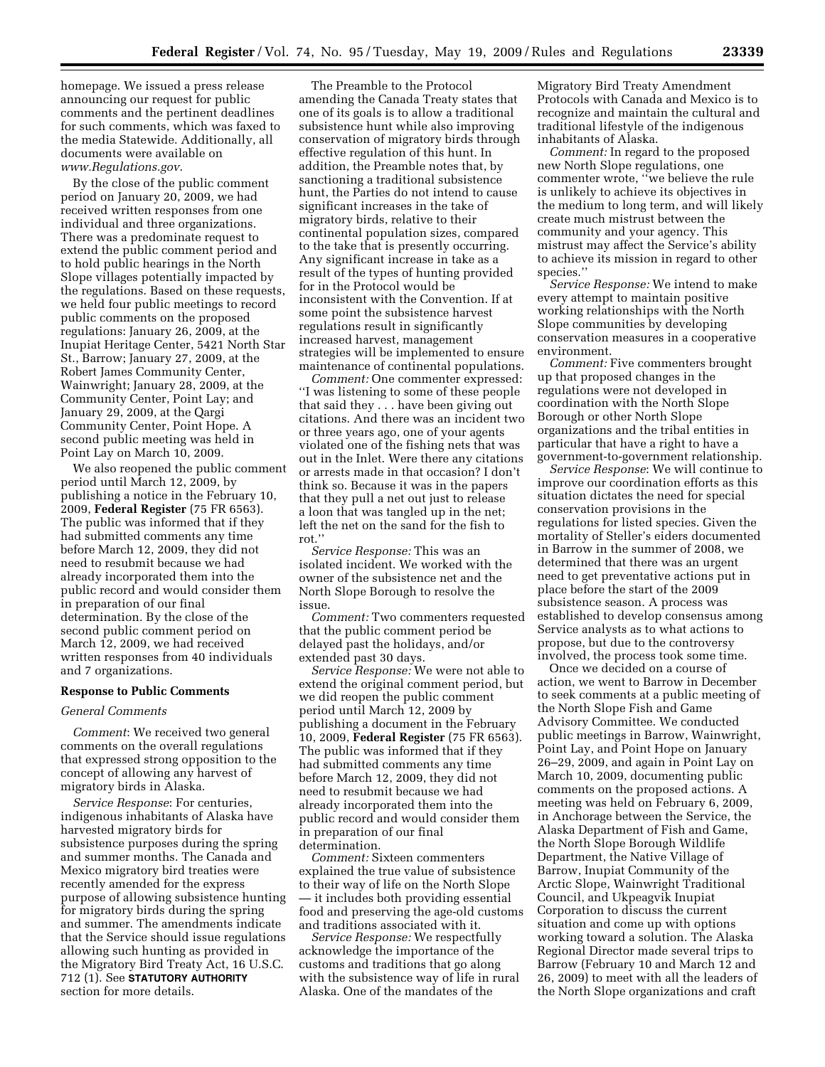homepage. We issued a press release announcing our request for public comments and the pertinent deadlines for such comments, which was faxed to the media Statewide. Additionally, all documents were available on *www.Regulations.gov*.

By the close of the public comment period on January 20, 2009, we had received written responses from one individual and three organizations. There was a predominate request to extend the public comment period and to hold public hearings in the North Slope villages potentially impacted by the regulations. Based on these requests, we held four public meetings to record public comments on the proposed regulations: January 26, 2009, at the Inupiat Heritage Center, 5421 North Star St., Barrow; January 27, 2009, at the Robert James Community Center, Wainwright; January 28, 2009, at the Community Center, Point Lay; and January 29, 2009, at the Qargi Community Center, Point Hope. A second public meeting was held in Point Lay on March 10, 2009.

We also reopened the public comment period until March 12, 2009, by publishing a notice in the February 10, 2009, **Federal Register** (75 FR 6563). The public was informed that if they had submitted comments any time before March 12, 2009, they did not need to resubmit because we had already incorporated them into the public record and would consider them in preparation of our final determination. By the close of the second public comment period on March 12, 2009, we had received written responses from 40 individuals and 7 organizations.

## Response to Public Comments

### *General Comments*

*Comment*: We received two general comments on the overall regulations that expressed strong opposition to the concept of allowing any harvest of migratory birds in Alaska.

*Service Response*: For centuries, indigenous inhabitants of Alaska have harvested migratory birds for subsistence purposes during the spring and summer months. The Canada and Mexico migratory bird treaties were recently amended for the express purpose of allowing subsistence hunting for migratory birds during the spring and summer. The amendments indicate that the Service should issue regulations allowing such hunting as provided in the Migratory Bird Treaty Act, 16 U.S.C. 712 (1). See **STATUTORY AUTHORITY** section for more details.

The Preamble to the Protocol amending the Canada Treaty states that one of its goals is to allow a traditional subsistence hunt while also improving conservation of migratory birds through effective regulation of this hunt. In addition, the Preamble notes that, by sanctioning a traditional subsistence hunt, the Parties do not intend to cause significant increases in the take of migratory birds, relative to their continental population sizes, compared to the take that is presently occurring. Any significant increase in take as a result of the types of hunting provided for in the Protocol would be inconsistent with the Convention. If at some point the subsistence harvest regulations result in significantly increased harvest, management strategies will be implemented to ensure maintenance of continental populations.

*Comment:* One commenter expressed: ''I was listening to some of these people that said they . . . have been giving out citations. And there was an incident two or three years ago, one of your agents violated one of the fishing nets that was out in the Inlet. Were there any citations or arrests made in that occasion? I don't think so. Because it was in the papers that they pull a net out just to release a loon that was tangled up in the net; left the net on the sand for the fish to rot.''

*Service Response:* This was an isolated incident. We worked with the owner of the subsistence net and the North Slope Borough to resolve the issue.

*Comment:* Two commenters requested that the public comment period be delayed past the holidays, and/or extended past 30 days.

*Service Response:* We were not able to extend the original comment period, but we did reopen the public comment period until March 12, 2009 by publishing a document in the February 10, 2009, **Federal Register** (75 FR 6563). The public was informed that if they had submitted comments any time before March 12, 2009, they did not need to resubmit because we had already incorporated them into the public record and would consider them in preparation of our final determination.

*Comment:* Sixteen commenters explained the true value of subsistence to their way of life on the North Slope — it includes both providing essential food and preserving the age-old customs and traditions associated with it.

*Service Response:* We respectfully acknowledge the importance of the customs and traditions that go along with the subsistence way of life in rural Alaska. One of the mandates of the Migratory Bird Treaty Amendment Protocols with Canada and Mexico is to recognize and maintain the cultural and traditional lifestyle of the indigenous inhabitants of Alaska.

*Comment:* In regard to the proposed new North Slope regulations, one commenter wrote, ''we believe the rule is unlikely to achieve its objectives in the medium to long term, and will likely create much mistrust between the community and your agency. This mistrust may affect the Service's ability to achieve its mission in regard to other species.''

*Service Response:* We intend to make every attempt to maintain positive working relationships with the North Slope communities by developing conservation measures in a cooperative environment.

*Comment:* Five commenters brought up that proposed changes in the regulations were not developed in coordination with the North Slope Borough or other North Slope organizations and the tribal entities in particular that have a right to have a government-to-government relationship.

*Service Response*: We will continue to improve our coordination efforts as this situation dictates the need for special conservation provisions in the regulations for listed species. Given the mortality of Steller's eiders documented in Barrow in the summer of 2008, we determined that there was an urgent need to get preventative actions put in place before the start of the 2009 subsistence season. A process was established to develop consensus among Service analysts as to what actions to propose, but due to the controversy involved, the process took some time.

Once we decided on a course of action, we went to Barrow in December to seek comments at a public meeting of the North Slope Fish and Game Advisory Committee. We conducted public meetings in Barrow, Wainwright, Point Lay, and Point Hope on January 26–29, 2009, and again in Point Lay on March 10, 2009, documenting public comments on the proposed actions. A meeting was held on February 6, 2009, in Anchorage between the Service, the Alaska Department of Fish and Game, the North Slope Borough Wildlife Department, the Native Village of Barrow, Inupiat Community of the Arctic Slope, Wainwright Traditional Council, and Ukpeagvik Inupiat Corporation to discuss the current situation and come up with options working toward a solution. The Alaska Regional Director made several trips to Barrow (February 10 and March 12 and 26, 2009) to meet with all the leaders of the North Slope organizations and craft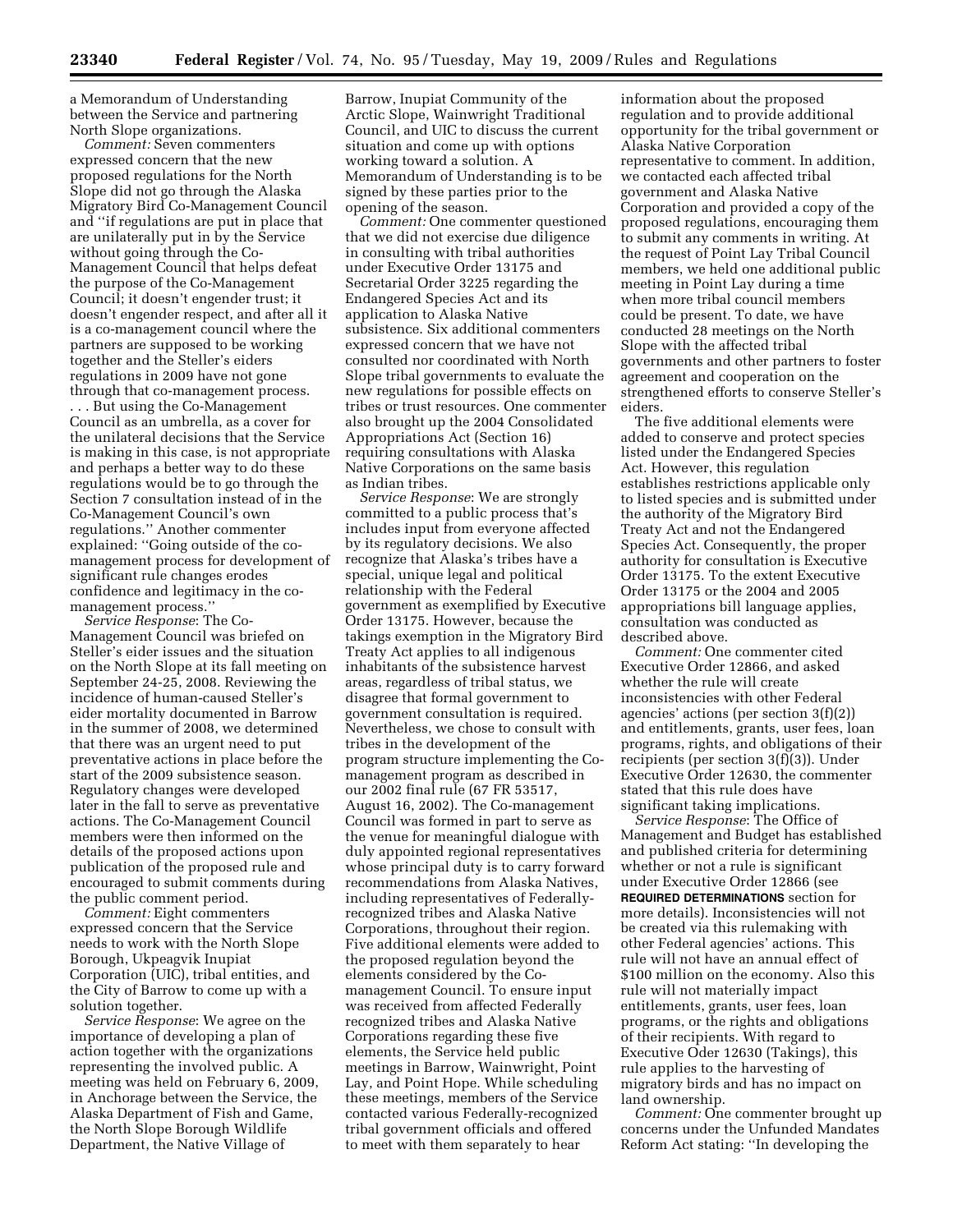a Memorandum of Understanding between the Service and partnering North Slope organizations.

*Comment:* Seven commenters expressed concern that the new proposed regulations for the North Slope did not go through the Alaska Migratory Bird Co-Management Council and ''if regulations are put in place that are unilaterally put in by the Service without going through the Co-Management Council that helps defeat the purpose of the Co-Management Council; it doesn't engender trust; it doesn't engender respect, and after all it is a co-management council where the partners are supposed to be working together and the Steller's eiders regulations in 2009 have not gone through that co-management process. . . . But using the Co-Management Council as an umbrella, as a cover for the unilateral decisions that the Service is making in this case, is not appropriate and perhaps a better way to do these regulations would be to go through the Section 7 consultation instead of in the Co-Management Council's own regulations.'' Another commenter explained: ''Going outside of the co-management process for development of significant rule changes erodes confidence and legitimacy in the co-management process.''

*Service Response*: The Co-Management Council was briefed on Steller's eider issues and the situation on the North Slope at its fall meeting on September 24-25, 2008. Reviewing the incidence of human-caused Steller's eider mortality documented in Barrow in the summer of 2008, we determined that there was an urgent need to put preventative actions in place before the start of the 2009 subsistence season. Regulatory changes were developed later in the fall to serve as preventative actions. The Co-Management Council members were then informed on the details of the proposed actions upon publication of the proposed rule and encouraged to submit comments during the public comment period.

*Comment:* Eight commenters expressed concern that the Service needs to work with the North Slope Borough, Ukpeagvik Inupiat Corporation (UIC), tribal entities, and the City of Barrow to come up with a solution together.

*Service Response*: We agree on the importance of developing a plan of action together with the organizations representing the involved public. A meeting was held on February 6, 2009, in Anchorage between the Service, the Alaska Department of Fish and Game, the North Slope Borough Wildlife Department, the Native Village of Barrow, Inupiat Community of the Arctic Slope, Wainwright Traditional Council, and UIC to discuss the current situation and come up with options working toward a solution. A Memorandum of Understanding is to be signed by these parties prior to the opening of the season.

*Comment:* One commenter questioned that we did not exercise due diligence in consulting with tribal authorities under Executive Order 13175 and Secretarial Order 3225 regarding the Endangered Species Act and its application to Alaska Native subsistence. Six additional commenters expressed concern that we have not consulted nor coordinated with North Slope tribal governments to evaluate the new regulations for possible effects on tribes or trust resources. One commenter also brought up the 2004 Consolidated Appropriations Act (Section 16) requiring consultations with Alaska Native Corporations on the same basis as Indian tribes.

*Service Response*: We are strongly committed to a public process that's includes input from everyone affected by its regulatory decisions. We also recognize that Alaska's tribes have a special, unique legal and political relationship with the Federal government as exemplified by Executive Order 13175. However, because the takings exemption in the Migratory Bird Treaty Act applies to all indigenous inhabitants of the subsistence harvest areas, regardless of tribal status, we disagree that formal government to government consultation is required. Nevertheless, we chose to consult with tribes in the development of the program structure implementing the Co-management program as described in our 2002 final rule (67 FR 53517, August 16, 2002). The Co-management Council was formed in part to serve as the venue for meaningful dialogue with duly appointed regional representatives whose principal duty is to carry forward recommendations from Alaska Natives, including representatives of Federally-recognized tribes and Alaska Native Corporations, throughout their region. Five additional elements were added to the proposed regulation beyond the elements considered by the Co-management Council. To ensure input was received from affected Federally recognized tribes and Alaska Native Corporations regarding these five elements, the Service held public meetings in Barrow, Wainwright, Point Lay, and Point Hope. While scheduling these meetings, members of the Service contacted various Federally-recognized tribal government officials and offered to meet with them separately to hear information about the proposed regulation and to provide additional opportunity for the tribal government or Alaska Native Corporation representative to comment. In addition, we contacted each affected tribal government and Alaska Native Corporation and provided a copy of the proposed regulations, encouraging them to submit any comments in writing. At the request of Point Lay Tribal Council members, we held one additional public meeting in Point Lay during a time when more tribal council members could be present. To date, we have conducted 28 meetings on the North Slope with the affected tribal governments and other partners to foster agreement and cooperation on the strengthened efforts to conserve Steller's eiders.

The five additional elements were added to conserve and protect species listed under the Endangered Species Act. However, this regulation establishes restrictions applicable only to listed species and is submitted under the authority of the Migratory Bird Treaty Act and not the Endangered Species Act. Consequently, the proper authority for consultation is Executive Order 13175. To the extent Executive Order 13175 or the 2004 and 2005 appropriations bill language applies, consultation was conducted as described above.

*Comment:* One commenter cited Executive Order 12866, and asked whether the rule will create inconsistencies with other Federal agencies' actions (per section 3(f)(2)) and entitlements, grants, user fees, loan programs, rights, and obligations of their recipients (per section 3(f)(3)). Under Executive Order 12630, the commenter stated that this rule does have significant taking implications.

*Service Response*: The Office of Management and Budget has established and published criteria for determining whether or not a rule is significant under Executive Order 12866 (see **REQUIRED DETERMINATIONS** section for more details). Inconsistencies will not be created via this rulemaking with other Federal agencies' actions. This rule will not have an annual effect of $100 million on the economy. Also this rule will not materially impact entitlements, grants, user fees, loan programs, or the rights and obligations of their recipients. With regard to Executive Oder 12630 (Takings), this rule applies to the harvesting of migratory birds and has no impact on land ownership.

*Comment:* One commenter brought up concerns under the Unfunded Mandates Reform Act stating: ''In developing the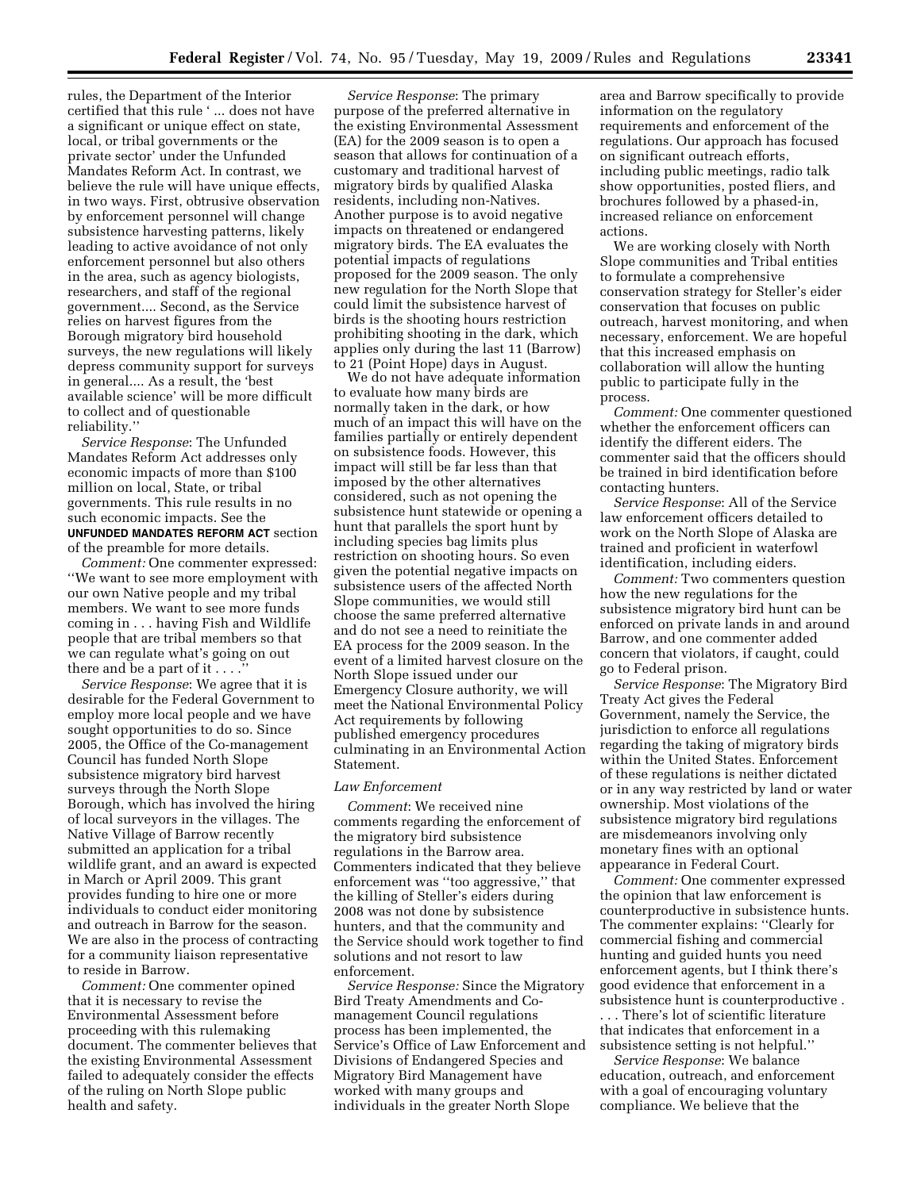rules, the Department of the Interior certified that this rule ' ... does not have a significant or unique effect on state, local, or tribal governments or the private sector' under the Unfunded Mandates Reform Act. In contrast, we believe the rule will have unique effects, in two ways. First, obtrusive observation by enforcement personnel will change subsistence harvesting patterns, likely leading to active avoidance of not only enforcement personnel but also others in the area, such as agency biologists, researchers, and staff of the regional government.... Second, as the Service relies on harvest figures from the Borough migratory bird household surveys, the new regulations will likely depress community support for surveys in general.... As a result, the 'best available science' will be more difficult to collect and of questionable reliability.''

*Service Response*: The Unfunded Mandates Reform Act addresses only economic impacts of more than $100 million on local, State, or tribal governments. This rule results in no such economic impacts. See the UNFUNDED MANDATES REFORM ACT section of the preamble for more details.

*Comment:* One commenter expressed: ''We want to see more employment with our own Native people and my tribal members. We want to see more funds coming in . . . having Fish and Wildlife people that are tribal members so that we can regulate what's going on out there and be a part of it . . . .''

*Service Response*: We agree that it is desirable for the Federal Government to employ more local people and we have sought opportunities to do so. Since 2005, the Office of the Co-management Council has funded North Slope subsistence migratory bird harvest surveys through the North Slope Borough, which has involved the hiring of local surveyors in the villages. The Native Village of Barrow recently submitted an application for a tribal wildlife grant, and an award is expected in March or April 2009. This grant provides funding to hire one or more individuals to conduct eider monitoring and outreach in Barrow for the season. We are also in the process of contracting for a community liaison representative to reside in Barrow.

*Comment:* One commenter opined that it is necessary to revise the Environmental Assessment before proceeding with this rulemaking document. The commenter believes that the existing Environmental Assessment failed to adequately consider the effects of the ruling on North Slope public health and safety.

*Service Response*: The primary purpose of the preferred alternative in the existing Environmental Assessment (EA) for the 2009 season is to open a season that allows for continuation of a customary and traditional harvest of migratory birds by qualified Alaska residents, including non-Natives. Another purpose is to avoid negative impacts on threatened or endangered migratory birds. The EA evaluates the potential impacts of regulations proposed for the 2009 season. The only new regulation for the North Slope that could limit the subsistence harvest of birds is the shooting hours restriction prohibiting shooting in the dark, which applies only during the last 11 (Barrow) to 21 (Point Hope) days in August.

We do not have adequate information to evaluate how many birds are normally taken in the dark, or how much of an impact this will have on the families partially or entirely dependent on subsistence foods. However, this impact will still be far less than that imposed by the other alternatives considered, such as not opening the subsistence hunt statewide or opening a hunt that parallels the sport hunt by including species bag limits plus restriction on shooting hours. So even given the potential negative impacts on subsistence users of the affected North Slope communities, we would still choose the same preferred alternative and do not see a need to reinitiate the EA process for the 2009 season. In the event of a limited harvest closure on the North Slope issued under our Emergency Closure authority, we will meet the National Environmental Policy Act requirements by following published emergency procedures culminating in an Environmental Action Statement.

*Law Enforcement*

*Comment*: We received nine comments regarding the enforcement of the migratory bird subsistence regulations in the Barrow area. Commenters indicated that they believe enforcement was ''too aggressive,'' that the killing of Steller's eiders during 2008 was not done by subsistence hunters, and that the community and the Service should work together to find solutions and not resort to law enforcement.

*Service Response:* Since the Migratory Bird Treaty Amendments and Co-management Council regulations process has been implemented, the Service's Office of Law Enforcement and Divisions of Endangered Species and Migratory Bird Management have worked with many groups and individuals in the greater North Slope area and Barrow specifically to provide information on the regulatory requirements and enforcement of the regulations. Our approach has focused on significant outreach efforts, including public meetings, radio talk show opportunities, posted fliers, and brochures followed by a phased-in, increased reliance on enforcement actions.

We are working closely with North Slope communities and Tribal entities to formulate a comprehensive conservation strategy for Steller's eider conservation that focuses on public outreach, harvest monitoring, and when necessary, enforcement. We are hopeful that this increased emphasis on collaboration will allow the hunting public to participate fully in the process.

*Comment:* One commenter questioned whether the enforcement officers can identify the different eiders. The commenter said that the officers should be trained in bird identification before contacting hunters.

*Service Response*: All of the Service law enforcement officers detailed to work on the North Slope of Alaska are trained and proficient in waterfowl identification, including eiders.

*Comment:* Two commenters question how the new regulations for the subsistence migratory bird hunt can be enforced on private lands in and around Barrow, and one commenter added concern that violators, if caught, could go to Federal prison.

*Service Response*: The Migratory Bird Treaty Act gives the Federal Government, namely the Service, the jurisdiction to enforce all regulations regarding the taking of migratory birds within the United States. Enforcement of these regulations is neither dictated or in any way restricted by land or water ownership. Most violations of the subsistence migratory bird regulations are misdemeanors involving only monetary fines with an optional appearance in Federal Court.

*Comment:* One commenter expressed the opinion that law enforcement is counterproductive in subsistence hunts. The commenter explains: ''Clearly for commercial fishing and commercial hunting and guided hunts you need enforcement agents, but I think there's good evidence that enforcement in a subsistence hunt is counterproductive . . . . There's lot of scientific literature that indicates that enforcement in a subsistence setting is not helpful.''

*Service Response*: We balance education, outreach, and enforcement with a goal of encouraging voluntary compliance. We believe that the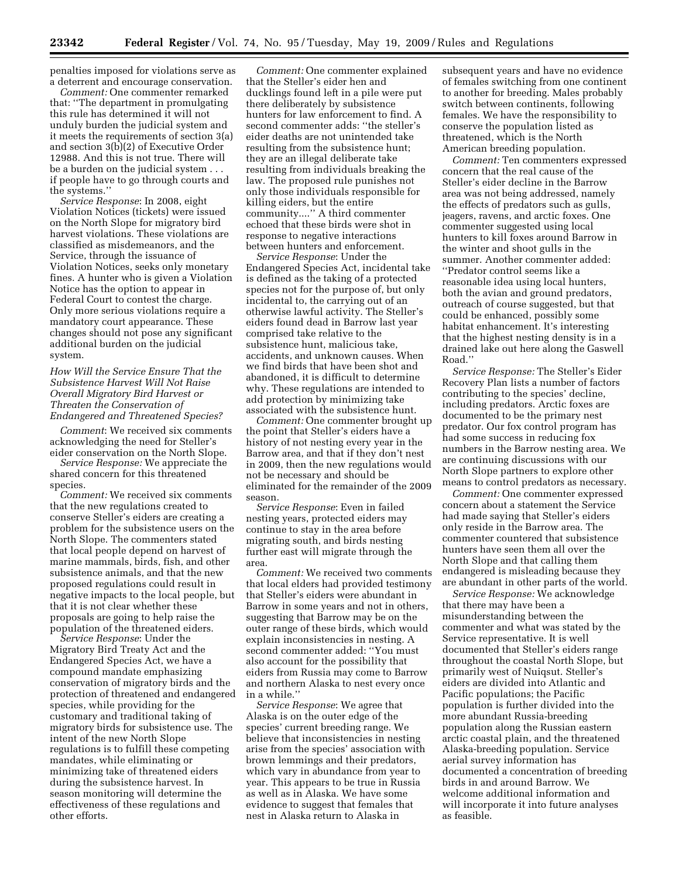penalties imposed for violations serve as a deterrent and encourage conservation.

*Comment:* One commenter remarked that: ''The department in promulgating this rule has determined it will not unduly burden the judicial system and it meets the requirements of section 3(a) and section 3(b)(2) of Executive Order 12988. And this is not true. There will be a burden on the judicial system . . . if people have to go through courts and the systems.''

*Service Response*: In 2008, eight Violation Notices (tickets) were issued on the North Slope for migratory bird harvest violations. These violations are classified as misdemeanors, and the Service, through the issuance of Violation Notices, seeks only monetary fines. A hunter who is given a Violation Notice has the option to appear in Federal Court to contest the charge. Only more serious violations require a mandatory court appearance. These changes should not pose any significant additional burden on the judicial system.

### *How Will the Service Ensure That the Subsistence Harvest Will Not Raise Overall Migratory Bird Harvest or Threaten the Conservation of Endangered and Threatened Species?*

*Comment*: We received six comments acknowledging the need for Steller's eider conservation on the North Slope.

*Service Response:* We appreciate the shared concern for this threatened species.

*Comment:* We received six comments that the new regulations created to conserve Steller's eiders are creating a problem for the subsistence users on the North Slope. The commenters stated that local people depend on harvest of marine mammals, birds, fish, and other subsistence animals, and that the new proposed regulations could result in negative impacts to the local people, but that it is not clear whether these proposals are going to help raise the population of the threatened eiders.

*Service Response*: Under the Migratory Bird Treaty Act and the Endangered Species Act, we have a compound mandate emphasizing conservation of migratory birds and the protection of threatened and endangered species, while providing for the customary and traditional taking of migratory birds for subsistence use. The intent of the new North Slope regulations is to fulfill these competing mandates, while eliminating or minimizing take of threatened eiders during the subsistence harvest. In season monitoring will determine the effectiveness of these regulations and other efforts.

*Comment:* One commenter explained that the Steller's eider hen and ducklings found left in a pile were put there deliberately by subsistence hunters for law enforcement to find. A second commenter adds: ''the steller's eider deaths are not unintended take resulting from the subsistence hunt; they are an illegal deliberate take resulting from individuals breaking the law. The proposed rule punishes not only those individuals responsible for killing eiders, but the entire community....'' A third commenter echoed that these birds were shot in response to negative interactions between hunters and enforcement.

*Service Response*: Under the Endangered Species Act, incidental take is defined as the taking of a protected species not for the purpose of, but only incidental to, the carrying out of an otherwise lawful activity. The Steller's eiders found dead in Barrow last year comprised take relative to the subsistence hunt, malicious take, accidents, and unknown causes. When we find birds that have been shot and abandoned, it is difficult to determine why. These regulations are intended to add protection by minimizing take associated with the subsistence hunt.

*Comment:* One commenter brought up the point that Steller's eiders have a history of not nesting every year in the Barrow area, and that if they don't nest in 2009, then the new regulations would not be necessary and should be eliminated for the remainder of the 2009 season.

*Service Response*: Even in failed nesting years, protected eiders may continue to stay in the area before migrating south, and birds nesting further east will migrate through the area.

*Comment:* We received two comments that local elders had provided testimony that Steller's eiders were abundant in Barrow in some years and not in others, suggesting that Barrow may be on the outer range of these birds, which would explain inconsistencies in nesting. A second commenter added: ''You must also account for the possibility that eiders from Russia may come to Barrow and northern Alaska to nest every once in a while.''

*Service Response*: We agree that Alaska is on the outer edge of the species' current breeding range. We believe that inconsistencies in nesting arise from the species' association with brown lemmings and their predators, which vary in abundance from year to year. This appears to be true in Russia as well as in Alaska. We have some evidence to suggest that females that nest in Alaska return to Alaska in subsequent years and have no evidence of females switching from one continent to another for breeding. Males probably switch between continents, following females. We have the responsibility to conserve the population listed as threatened, which is the North American breeding population.

*Comment:* Ten commenters expressed concern that the real cause of the Steller's eider decline in the Barrow area was not being addressed, namely the effects of predators such as gulls, jeagers, ravens, and arctic foxes. One commenter suggested using local hunters to kill foxes around Barrow in the winter and shoot gulls in the summer. Another commenter added: ''Predator control seems like a reasonable idea using local hunters, both the avian and ground predators, outreach of course suggested, but that could be enhanced, possibly some habitat enhancement. It's interesting that the highest nesting density is in a drained lake out here along the Gaswell Road.''

*Service Response:* The Steller's Eider Recovery Plan lists a number of factors contributing to the species' decline, including predators. Arctic foxes are documented to be the primary nest predator. Our fox control program has had some success in reducing fox numbers in the Barrow nesting area. We are continuing discussions with our North Slope partners to explore other means to control predators as necessary.

*Comment:* One commenter expressed concern about a statement the Service had made saying that Steller's eiders only reside in the Barrow area. The commenter countered that subsistence hunters have seen them all over the North Slope and that calling them endangered is misleading because they are abundant in other parts of the world.

*Service Response:* We acknowledge that there may have been a misunderstanding between the commenter and what was stated by the Service representative. It is well documented that Steller's eiders range throughout the coastal North Slope, but primarily west of Nuiqsut. Steller's eiders are divided into Atlantic and Pacific populations; the Pacific population is further divided into the more abundant Russia-breeding population along the Russian eastern arctic coastal plain, and the threatened Alaska-breeding population. Service aerial survey information has documented a concentration of breeding birds in and around Barrow. We welcome additional information and will incorporate it into future analyses as feasible.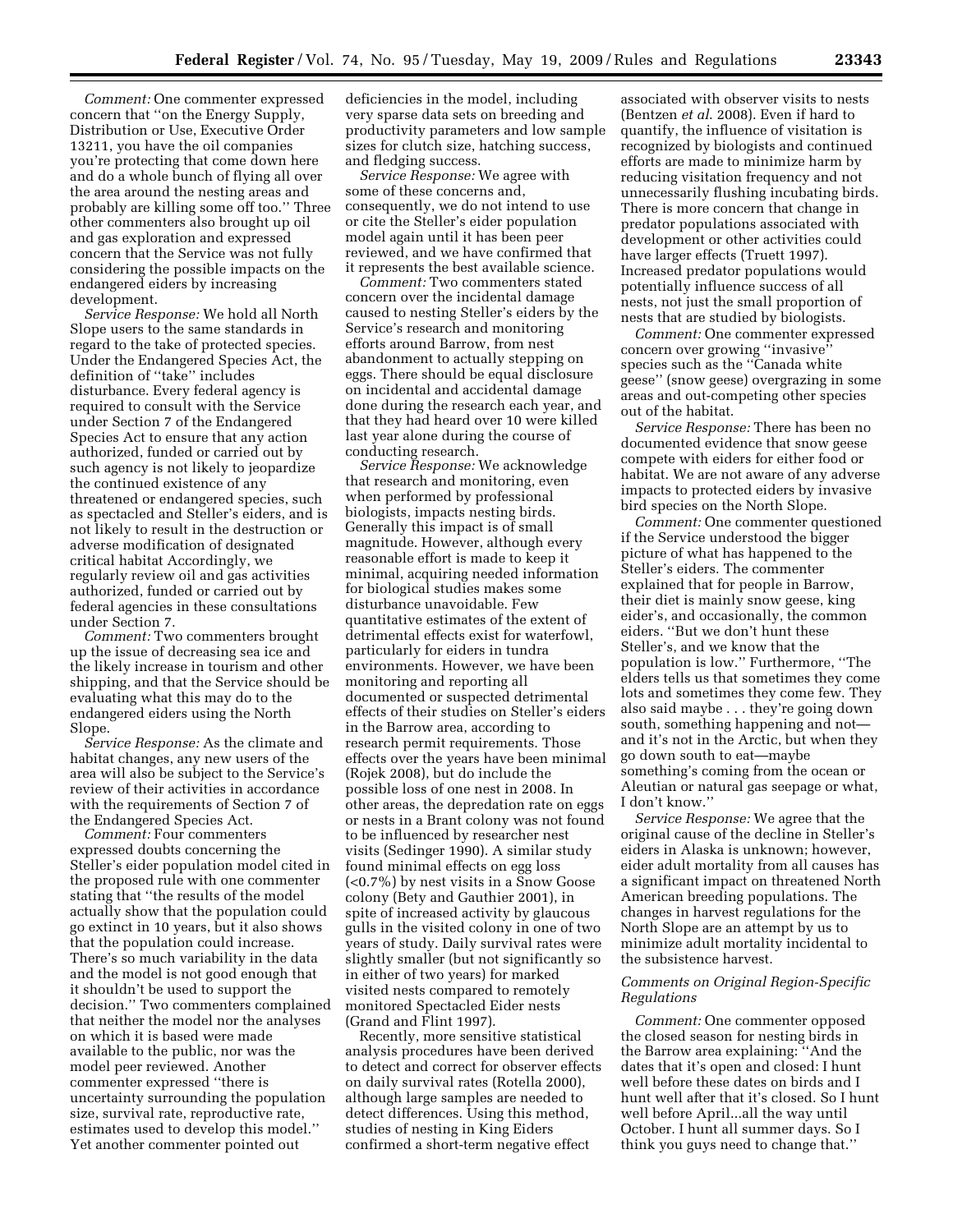*Comment:* One commenter expressed concern that "on the Energy Supply, Distribution or Use, Executive Order 13211, you have the oil companies you're protecting that come down here and do a whole bunch of flying all over the area around the nesting areas and probably are killing some off too." Three other commenters also brought up oil and gas exploration and expressed concern that the Service was not fully considering the possible impacts on the endangered eiders by increasing development.

*Service Response:* We hold all North Slope users to the same standards in regard to the take of protected species. Under the Endangered Species Act, the definition of "take" includes disturbance. Every federal agency is required to consult with the Service under Section 7 of the Endangered Species Act to ensure that any action authorized, funded or carried out by such agency is not likely to jeopardize the continued existence of any threatened or endangered species, such as spectacled and Steller's eiders, and is not likely to result in the destruction or adverse modification of designated critical habitat Accordingly, we regularly review oil and gas activities authorized, funded or carried out by federal agencies in these consultations under Section 7.

*Comment:* Two commenters brought up the issue of decreasing sea ice and the likely increase in tourism and other shipping, and that the Service should be evaluating what this may do to the endangered eiders using the North Slope.

*Service Response:* As the climate and habitat changes, any new users of the area will also be subject to the Service's review of their activities in accordance with the requirements of Section 7 of the Endangered Species Act.

*Comment:* Four commenters expressed doubts concerning the Steller's eider population model cited in the proposed rule with one commenter stating that "the results of the model actually show that the population could go extinct in 10 years, but it also shows that the population could increase. There's so much variability in the data and the model is not good enough that it shouldn't be used to support the decision." Two commenters complained that neither the model nor the analyses on which it is based were made available to the public, nor was the model peer reviewed. Another commenter expressed "there is uncertainty surrounding the population size, survival rate, reproductive rate, estimates used to develop this model." Yet another commenter pointed out deficiencies in the model, including very sparse data sets on breeding and productivity parameters and low sample sizes for clutch size, hatching success, and fledging success.

*Service Response:* We agree with some of these concerns and, consequently, we do not intend to use or cite the Steller's eider population model again until it has been peer reviewed, and we have confirmed that it represents the best available science.

*Comment:* Two commenters stated concern over the incidental damage caused to nesting Steller's eiders by the Service's research and monitoring efforts around Barrow, from nest abandonment to actually stepping on eggs. There should be equal disclosure on incidental and accidental damage done during the research each year, and that they had heard over 10 were killed last year alone during the course of conducting research.

*Service Response:* We acknowledge that research and monitoring, even when performed by professional biologists, impacts nesting birds. Generally this impact is of small magnitude. However, although every reasonable effort is made to keep it minimal, acquiring needed information for biological studies makes some disturbance unavoidable. Few quantitative estimates of the extent of detrimental effects exist for waterfowl, particularly for eiders in tundra environments. However, we have been monitoring and reporting all documented or suspected detrimental effects of their studies on Steller's eiders in the Barrow area, according to research permit requirements. Those effects over the years have been minimal (Rojek 2008), but do include the possible loss of one nest in 2008. In other areas, the depredation rate on eggs or nests in a Brant colony was not found to be influenced by researcher nest visits (Sedinger 1990). A similar study found minimal effects on egg loss (<0.7%) by nest visits in a Snow Goose colony (Bety and Gauthier 2001), in spite of increased activity by glaucous gulls in the visited colony in one of two years of study. Daily survival rates were slightly smaller (but not significantly so in either of two years) for marked visited nests compared to remotely monitored Spectacled Eider nests (Grand and Flint 1997).

Recently, more sensitive statistical analysis procedures have been derived to detect and correct for observer effects on daily survival rates (Rotella 2000), although large samples are needed to detect differences. Using this method, studies of nesting in King Eiders confirmed a short-term negative effect associated with observer visits to nests (Bentzen *et al*. 2008). Even if hard to quantify, the influence of visitation is recognized by biologists and continued efforts are made to minimize harm by reducing visitation frequency and not unnecessarily flushing incubating birds. There is more concern that change in predator populations associated with development or other activities could have larger effects (Truett 1997). Increased predator populations would potentially influence success of all nests, not just the small proportion of nests that are studied by biologists.

*Comment:* One commenter expressed concern over growing "invasive" species such as the "Canada white geese" (snow geese) overgrazing in some areas and out-competing other species out of the habitat.

*Service Response:* There has been no documented evidence that snow geese compete with eiders for either food or habitat. We are not aware of any adverse impacts to protected eiders by invasive bird species on the North Slope.

*Comment:* One commenter questioned if the Service understood the bigger picture of what has happened to the Steller's eiders. The commenter explained that for people in Barrow, their diet is mainly snow geese, king eider's, and occasionally, the common eiders. "But we don't hunt these Steller's, and we know that the population is low." Furthermore, "The elders tells us that sometimes they come lots and sometimes they come few. They also said maybe . . . they're going down south, something happening and not—and it's not in the Arctic, but when they go down south to eat—maybe something's coming from the ocean or Aleutian or natural gas seepage or what, I don't know."

*Service Response:* We agree that the original cause of the decline in Steller's eiders in Alaska is unknown; however, eider adult mortality from all causes has a significant impact on threatened North American breeding populations. The changes in harvest regulations for the North Slope are an attempt by us to minimize adult mortality incidental to the subsistence harvest.

### *Comments on Original Region-Specific Regulations*

*Comment:* One commenter opposed the closed season for nesting birds in the Barrow area explaining: "And the dates that it's open and closed: I hunt well before these dates on birds and I hunt well after that it's closed. So I hunt well before April...all the way until October. I hunt all summer days. So I think you guys need to change that."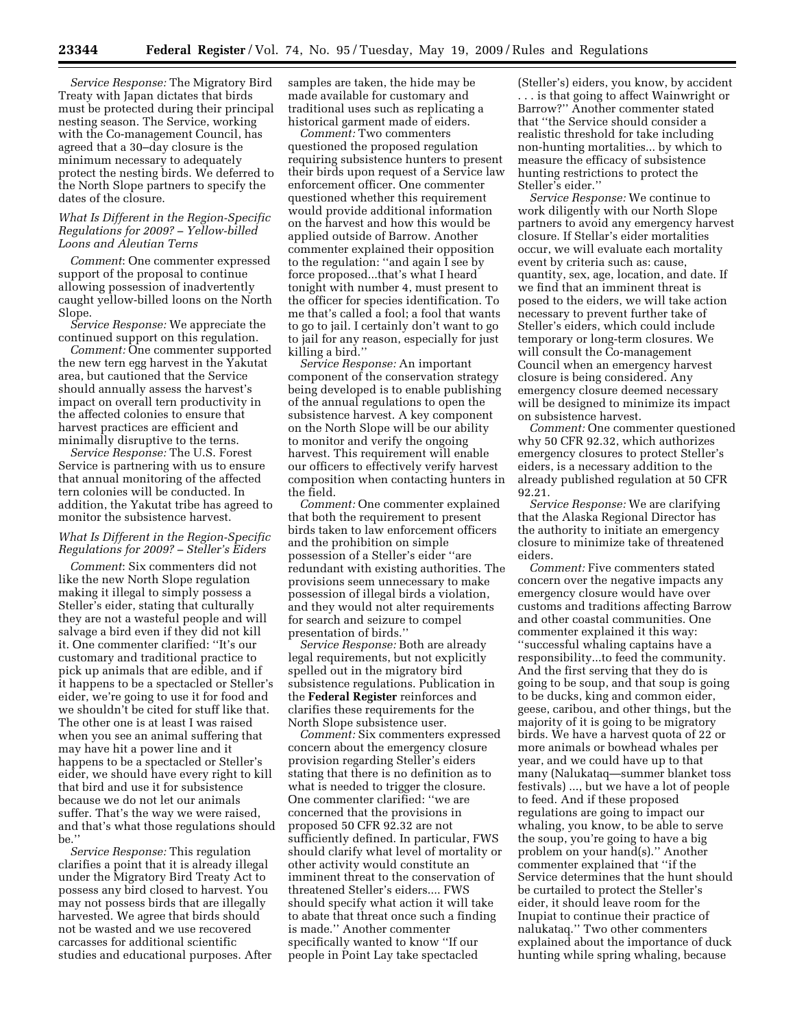*Service Response:* The Migratory Bird Treaty with Japan dictates that birds must be protected during their principal nesting season. The Service, working with the Co-management Council, has agreed that a 30–day closure is the minimum necessary to adequately protect the nesting birds. We deferred to the North Slope partners to specify the dates of the closure.

### *What Is Different in the Region-Specific Regulations for 2009? – Yellow-billed Loons and Aleutian Terns*

*Comment*: One commenter expressed support of the proposal to continue allowing possession of inadvertently caught yellow-billed loons on the North Slope.

*Service Response:* We appreciate the continued support on this regulation.

*Comment:* One commenter supported the new tern egg harvest in the Yakutat area, but cautioned that the Service should annually assess the harvest's impact on overall tern productivity in the affected colonies to ensure that harvest practices are efficient and minimally disruptive to the terns.

*Service Response:* The U.S. Forest Service is partnering with us to ensure that annual monitoring of the affected tern colonies will be conducted. In addition, the Yakutat tribe has agreed to monitor the subsistence harvest.

### *What Is Different in the Region-Specific Regulations for 2009? – Steller's Eiders*

*Comment*: Six commenters did not like the new North Slope regulation making it illegal to simply possess a Steller's eider, stating that culturally they are not a wasteful people and will salvage a bird even if they did not kill it. One commenter clarified: ''It's our customary and traditional practice to pick up animals that are edible, and if it happens to be a spectacled or Steller's eider, we're going to use it for food and we shouldn't be cited for stuff like that. The other one is at least I was raised when you see an animal suffering that may have hit a power line and it happens to be a spectacled or Steller's eider, we should have every right to kill that bird and use it for subsistence because we do not let our animals suffer. That's the way we were raised, and that's what those regulations should be.''

*Service Response:* This regulation clarifies a point that it is already illegal under the Migratory Bird Treaty Act to possess any bird closed to harvest. You may not possess birds that are illegally harvested. We agree that birds should not be wasted and we use recovered carcasses for additional scientific studies and educational purposes. After samples are taken, the hide may be made available for customary and traditional uses such as replicating a historical garment made of eiders.

*Comment:* Two commenters questioned the proposed regulation requiring subsistence hunters to present their birds upon request of a Service law enforcement officer. One commenter questioned whether this requirement would provide additional information on the harvest and how this would be applied outside of Barrow. Another commenter explained their opposition to the regulation: ''and again I see by force proposed...that's what I heard tonight with number 4, must present to the officer for species identification. To me that's called a fool; a fool that wants to go to jail. I certainly don't want to go to jail for any reason, especially for just killing a bird.''

*Service Response:* An important component of the conservation strategy being developed is to enable publishing of the annual regulations to open the subsistence harvest. A key component on the North Slope will be our ability to monitor and verify the ongoing harvest. This requirement will enable our officers to effectively verify harvest composition when contacting hunters in the field.

*Comment:* One commenter explained that both the requirement to present birds taken to law enforcement officers and the prohibition on simple possession of a Steller's eider ''are redundant with existing authorities. The provisions seem unnecessary to make possession of illegal birds a violation, and they would not alter requirements for search and seizure to compel presentation of birds.''

*Service Response:* Both are already legal requirements, but not explicitly spelled out in the migratory bird subsistence regulations. Publication in the **Federal Register** reinforces and clarifies these requirements for the North Slope subsistence user.

*Comment:* Six commenters expressed concern about the emergency closure provision regarding Steller's eiders stating that there is no definition as to what is needed to trigger the closure. One commenter clarified: ''we are concerned that the provisions in proposed 50 CFR 92.32 are not sufficiently defined. In particular, FWS should clarify what level of mortality or other activity would constitute an imminent threat to the conservation of threatened Steller's eiders.... FWS should specify what action it will take to abate that threat once such a finding is made.'' Another commenter specifically wanted to know ''If our people in Point Lay take spectacled (Steller's) eiders, you know, by accident . . . is that going to affect Wainwright or Barrow?'' Another commenter stated that ''the Service should consider a realistic threshold for take including non-hunting mortalities... by which to measure the efficacy of subsistence hunting restrictions to protect the Steller's eider.''

*Service Response:* We continue to work diligently with our North Slope partners to avoid any emergency harvest closure. If Stellar's eider mortalities occur, we will evaluate each mortality event by criteria such as: cause, quantity, sex, age, location, and date. If we find that an imminent threat is posed to the eiders, we will take action necessary to prevent further take of Steller's eiders, which could include temporary or long-term closures. We will consult the Co-management Council when an emergency harvest closure is being considered. Any emergency closure deemed necessary will be designed to minimize its impact on subsistence harvest.

*Comment:* One commenter questioned why 50 CFR 92.32, which authorizes emergency closures to protect Steller's eiders, is a necessary addition to the already published regulation at 50 CFR 92.21.

*Service Response:* We are clarifying that the Alaska Regional Director has the authority to initiate an emergency closure to minimize take of threatened eiders.

*Comment:* Five commenters stated concern over the negative impacts any emergency closure would have over customs and traditions affecting Barrow and other coastal communities. One commenter explained it this way: ''successful whaling captains have a responsibility...to feed the community. And the first serving that they do is going to be soup, and that soup is going to be ducks, king and common eider, geese, caribou, and other things, but the majority of it is going to be migratory birds. We have a harvest quota of 22 or more animals or bowhead whales per year, and we could have up to that many (Nalukataq—summer blanket toss festivals) ..., but we have a lot of people to feed. And if these proposed regulations are going to impact our whaling, you know, to be able to serve the soup, you're going to have a big problem on your hand(s).'' Another commenter explained that ''if the Service determines that the hunt should be curtailed to protect the Steller's eider, it should leave room for the Inupiat to continue their practice of nalukataq.'' Two other commenters explained about the importance of duck hunting while spring whaling, because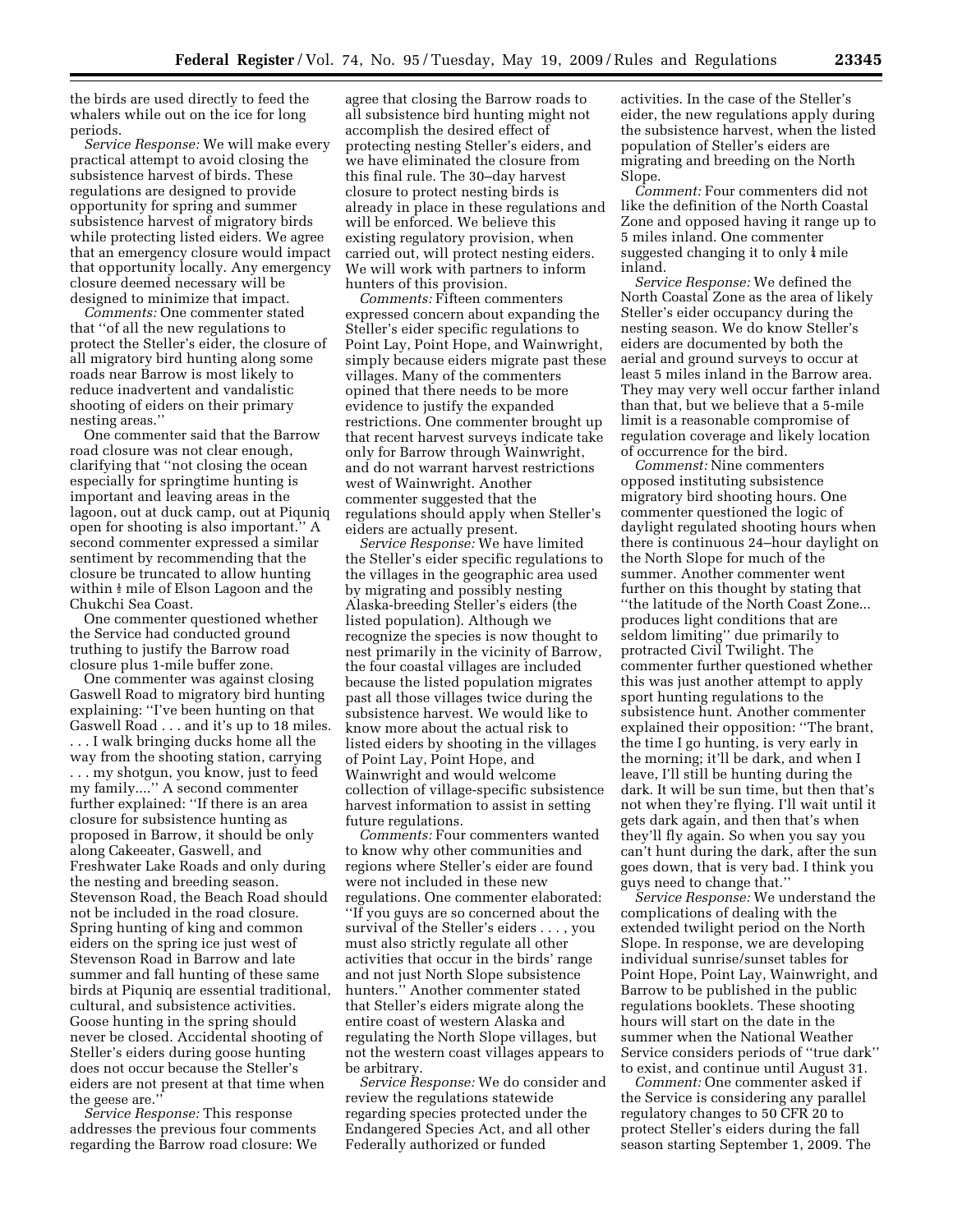the birds are used directly to feed the whalers while out on the ice for long periods.

*Service Response:* We will make every practical attempt to avoid closing the subsistence harvest of birds. These regulations are designed to provide opportunity for spring and summer subsistence harvest of migratory birds while protecting listed eiders. We agree that an emergency closure would impact that opportunity locally. Any emergency closure deemed necessary will be designed to minimize that impact.

*Comments:* One commenter stated that ''of all the new regulations to protect the Steller's eider, the closure of all migratory bird hunting along some roads near Barrow is most likely to reduce inadvertent and vandalistic shooting of eiders on their primary nesting areas.''

One commenter said that the Barrow road closure was not clear enough, clarifying that ''not closing the ocean especially for springtime hunting is important and leaving areas in the lagoon, out at duck camp, out at Piquniq open for shooting is also important.'' A second commenter expressed a similar sentiment by recommending that the closure be truncated to allow hunting within ½ mile of Elson Lagoon and the Chukchi Sea Coast.

One commenter questioned whether the Service had conducted ground truthing to justify the Barrow road closure plus 1-mile buffer zone.

One commenter was against closing Gaswell Road to migratory bird hunting explaining: ''I've been hunting on that Gaswell Road . . . and it's up to 18 miles. . . . I walk bringing ducks home all the way from the shooting station, carrying . . . my shotgun, you know, just to feed my family....'' A second commenter further explained: ''If there is an area closure for subsistence hunting as proposed in Barrow, it should be only along Cakeeater, Gaswell, and Freshwater Lake Roads and only during the nesting and breeding season. Stevenson Road, the Beach Road should not be included in the road closure. Spring hunting of king and common eiders on the spring ice just west of Stevenson Road in Barrow and late summer and fall hunting of these same birds at Piquniq are essential traditional, cultural, and subsistence activities. Goose hunting in the spring should never be closed. Accidental shooting of Steller's eiders during goose hunting does not occur because the Steller's eiders are not present at that time when the geese are.''

*Service Response:* This response addresses the previous four comments regarding the Barrow road closure: We agree that closing the Barrow roads to all subsistence bird hunting might not accomplish the desired effect of protecting nesting Steller's eiders, and we have eliminated the closure from this final rule. The 30–day harvest closure to protect nesting birds is already in place in these regulations and will be enforced. We believe this existing regulatory provision, when carried out, will protect nesting eiders. We will work with partners to inform hunters of this provision.

*Comments:* Fifteen commenters expressed concern about expanding the Steller's eider specific regulations to Point Lay, Point Hope, and Wainwright, simply because eiders migrate past these villages. Many of the commenters opined that there needs to be more evidence to justify the expanded restrictions. One commenter brought up that recent harvest surveys indicate take only for Barrow through Wainwright, and do not warrant harvest restrictions west of Wainwright. Another commenter suggested that the regulations should apply when Steller's eiders are actually present.

*Service Response:* We have limited the Steller's eider specific regulations to the villages in the geographic area used by migrating and possibly nesting Alaska-breeding Steller's eiders (the listed population). Although we recognize the species is now thought to nest primarily in the vicinity of Barrow, the four coastal villages are included because the listed population migrates past all those villages twice during the subsistence harvest. We would like to know more about the actual risk to listed eiders by shooting in the villages of Point Lay, Point Hope, and Wainwright and would welcome collection of village-specific subsistence harvest information to assist in setting future regulations.

*Comments:* Four commenters wanted to know why other communities and regions where Steller's eider are found were not included in these new regulations. One commenter elaborated: ''If you guys are so concerned about the survival of the Steller's eiders . . . , you must also strictly regulate all other activities that occur in the birds' range and not just North Slope subsistence hunters.'' Another commenter stated that Steller's eiders migrate along the entire coast of western Alaska and regulating the North Slope villages, but not the western coast villages appears to be arbitrary.

*Service Response:* We do consider and review the regulations statewide regarding species protected under the Endangered Species Act, and all other Federally authorized or funded activities. In the case of the Steller's eider, the new regulations apply during the subsistence harvest, when the listed population of Steller's eiders are migrating and breeding on the North Slope.

*Comment:* Four commenters did not like the definition of the North Coastal Zone and opposed having it range up to 5 miles inland. One commenter suggested changing it to only ¼ mile inland.

*Service Response:* We defined the North Coastal Zone as the area of likely Steller's eider occupancy during the nesting season. We do know Steller's eiders are documented by both the aerial and ground surveys to occur at least 5 miles inland in the Barrow area. They may very well occur farther inland than that, but we believe that a 5-mile limit is a reasonable compromise of regulation coverage and likely location of occurrence for the bird.

*Commenst:* Nine commenters opposed instituting subsistence migratory bird shooting hours. One commenter questioned the logic of daylight regulated shooting hours when there is continuous 24–hour daylight on the North Slope for much of the summer. Another commenter went further on this thought by stating that ''the latitude of the North Coast Zone... produces light conditions that are seldom limiting'' due primarily to protracted Civil Twilight. The commenter further questioned whether this was just another attempt to apply sport hunting regulations to the subsistence hunt. Another commenter explained their opposition: ''The brant, the time I go hunting, is very early in the morning; it'll be dark, and when I leave, I'll still be hunting during the dark. It will be sun time, but then that's not when they're flying. I'll wait until it gets dark again, and then that's when they'll fly again. So when you say you can't hunt during the dark, after the sun goes down, that is very bad. I think you guys need to change that.''

*Service Response:* We understand the complications of dealing with the extended twilight period on the North Slope. In response, we are developing individual sunrise/sunset tables for Point Hope, Point Lay, Wainwright, and Barrow to be published in the public regulations booklets. These shooting hours will start on the date in the summer when the National Weather Service considers periods of ''true dark'' to exist, and continue until August 31.

*Comment:* One commenter asked if the Service is considering any parallel regulatory changes to 50 CFR 20 to protect Steller's eiders during the fall season starting September 1, 2009. The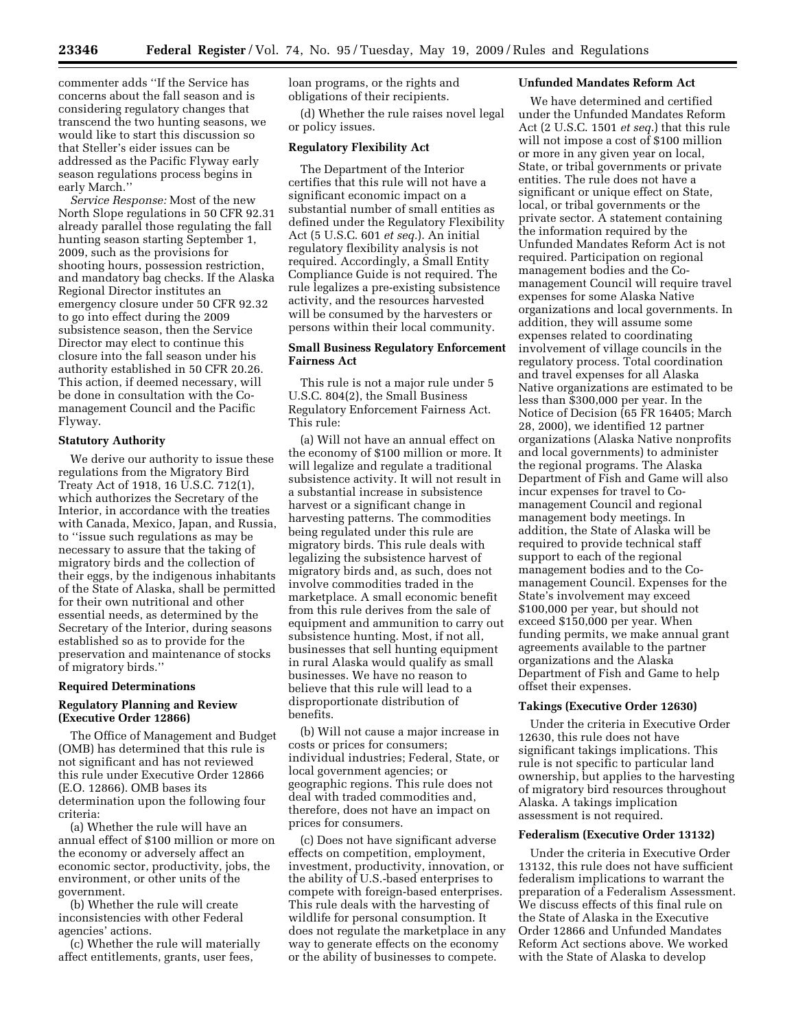commenter adds "If the Service has concerns about the fall season and is considering regulatory changes that transcend the two hunting seasons, we would like to start this discussion so that Steller's eider issues can be addressed as the Pacific Flyway early season regulations process begins in early March."

*Service Response:* Most of the new North Slope regulations in 50 CFR 92.31 already parallel those regulating the fall hunting season starting September 1, 2009, such as the provisions for shooting hours, possession restriction, and mandatory bag checks. If the Alaska Regional Director institutes an emergency closure under 50 CFR 92.32 to go into effect during the 2009 subsistence season, then the Service Director may elect to continue this closure into the fall season under his authority established in 50 CFR 20.26. This action, if deemed necessary, will be done in consultation with the Co-management Council and the Pacific Flyway.

## Statutory Authority

We derive our authority to issue these regulations from the Migratory Bird Treaty Act of 1918, 16 U.S.C. 712(1), which authorizes the Secretary of the Interior, in accordance with the treaties with Canada, Mexico, Japan, and Russia, to "issue such regulations as may be necessary to assure that the taking of migratory birds and the collection of their eggs, by the indigenous inhabitants of the State of Alaska, shall be permitted for their own nutritional and other essential needs, as determined by the Secretary of the Interior, during seasons established so as to provide for the preservation and maintenance of stocks of migratory birds."

## Required Determinations

### Regulatory Planning and Review (Executive Order 12866)

The Office of Management and Budget (OMB) has determined that this rule is not significant and has not reviewed this rule under Executive Order 12866 (E.O. 12866). OMB bases its determination upon the following four criteria:

(a) Whether the rule will have an annual effect of $100 million or more on the economy or adversely affect an economic sector, productivity, jobs, the environment, or other units of the government.

(b) Whether the rule will create inconsistencies with other Federal agencies' actions.

(c) Whether the rule will materially affect entitlements, grants, user fees, loan programs, or the rights and obligations of their recipients.

(d) Whether the rule raises novel legal or policy issues.

### Regulatory Flexibility Act

The Department of the Interior certifies that this rule will not have a significant economic impact on a substantial number of small entities as defined under the Regulatory Flexibility Act (5 U.S.C. 601 *et seq.*). An initial regulatory flexibility analysis is not required. Accordingly, a Small Entity Compliance Guide is not required. The rule legalizes a pre-existing subsistence activity, and the resources harvested will be consumed by the harvesters or persons within their local community.

### Small Business Regulatory Enforcement Fairness Act

This rule is not a major rule under 5 U.S.C. 804(2), the Small Business Regulatory Enforcement Fairness Act. This rule:

(a) Will not have an annual effect on the economy of $100 million or more. It will legalize and regulate a traditional subsistence activity. It will not result in a substantial increase in subsistence harvest or a significant change in harvesting patterns. The commodities being regulated under this rule are migratory birds. This rule deals with legalizing the subsistence harvest of migratory birds and, as such, does not involve commodities traded in the marketplace. A small economic benefit from this rule derives from the sale of equipment and ammunition to carry out subsistence hunting. Most, if not all, businesses that sell hunting equipment in rural Alaska would qualify as small businesses. We have no reason to believe that this rule will lead to a disproportionate distribution of benefits.

(b) Will not cause a major increase in costs or prices for consumers; individual industries; Federal, State, or local government agencies; or geographic regions. This rule does not deal with traded commodities and, therefore, does not have an impact on prices for consumers.

(c) Does not have significant adverse effects on competition, employment, investment, productivity, innovation, or the ability of U.S.-based enterprises to compete with foreign-based enterprises. This rule deals with the harvesting of wildlife for personal consumption. It does not regulate the marketplace in any way to generate effects on the economy or the ability of businesses to compete.

### Unfunded Mandates Reform Act

We have determined and certified under the Unfunded Mandates Reform Act (2 U.S.C. 1501 *et seq.*) that this rule will not impose a cost of $100 million or more in any given year on local, State, or tribal governments or private entities. The rule does not have a significant or unique effect on State, local, or tribal governments or the private sector. A statement containing the information required by the Unfunded Mandates Reform Act is not required. Participation on regional management bodies and the Co-management Council will require travel expenses for some Alaska Native organizations and local governments. In addition, they will assume some expenses related to coordinating involvement of village councils in the regulatory process. Total coordination and travel expenses for all Alaska Native organizations are estimated to be less than $300,000 per year. In the Notice of Decision (65 FR 16405; March 28, 2000), we identified 12 partner organizations (Alaska Native nonprofits and local governments) to administer the regional programs. The Alaska Department of Fish and Game will also incur expenses for travel to Co-management Council and regional management body meetings. In addition, the State of Alaska will be required to provide technical staff support to each of the regional management bodies and to the Co-management Council. Expenses for the State's involvement may exceed $100,000 per year, but should not exceed $150,000 per year. When funding permits, we make annual grant agreements available to the partner organizations and the Alaska Department of Fish and Game to help offset their expenses.

### Takings (Executive Order 12630)

Under the criteria in Executive Order 12630, this rule does not have significant takings implications. This rule is not specific to particular land ownership, but applies to the harvesting of migratory bird resources throughout Alaska. A takings implication assessment is not required.

### Federalism (Executive Order 13132)

Under the criteria in Executive Order 13132, this rule does not have sufficient federalism implications to warrant the preparation of a Federalism Assessment. We discuss effects of this final rule on the State of Alaska in the Executive Order 12866 and Unfunded Mandates Reform Act sections above. We worked with the State of Alaska to develop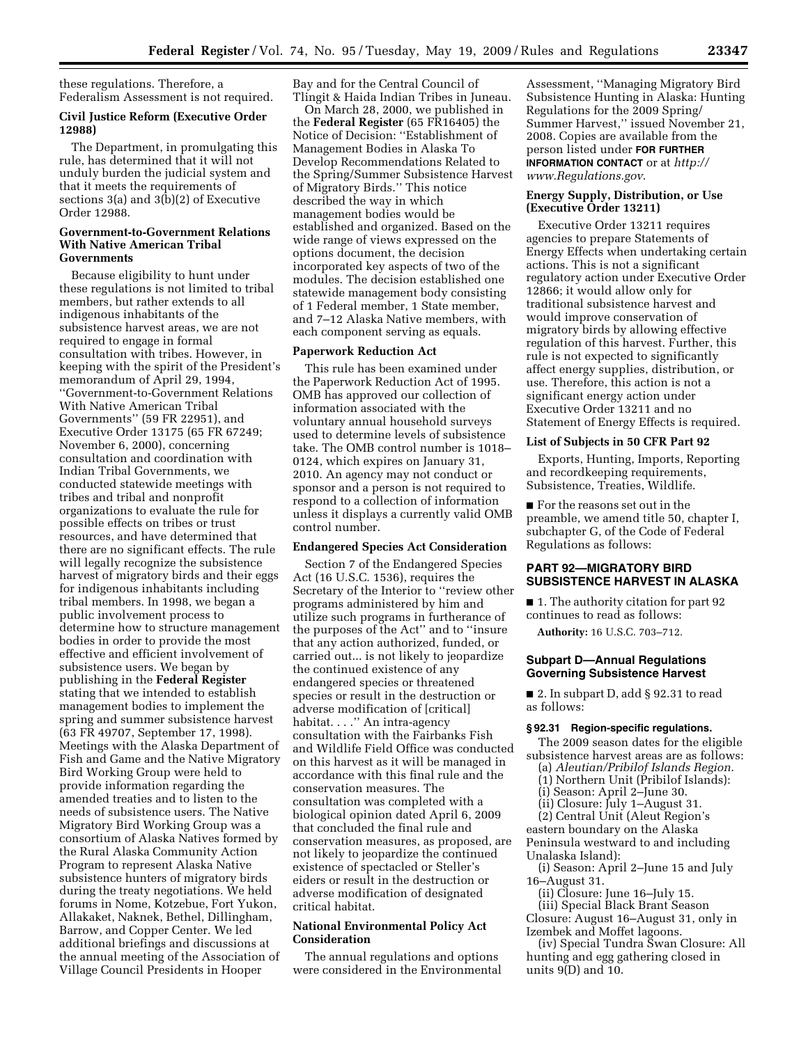these regulations. Therefore, a Federalism Assessment is not required.

**Civil Justice Reform (Executive Order 12988)**

The Department, in promulgating this rule, has determined that it will not unduly burden the judicial system and that it meets the requirements of sections 3(a) and 3(b)(2) of Executive Order 12988.

**Government-to-Government Relations With Native American Tribal Governments**

Because eligibility to hunt under these regulations is not limited to tribal members, but rather extends to all indigenous inhabitants of the subsistence harvest areas, we are not required to engage in formal consultation with tribes. However, in keeping with the spirit of the President's memorandum of April 29, 1994, ''Government-to-Government Relations With Native American Tribal Governments'' (59 FR 22951), and Executive Order 13175 (65 FR 67249; November 6, 2000), concerning consultation and coordination with Indian Tribal Governments, we conducted statewide meetings with tribes and tribal and nonprofit organizations to evaluate the rule for possible effects on tribes or trust resources, and have determined that there are no significant effects. The rule will legally recognize the subsistence harvest of migratory birds and their eggs for indigenous inhabitants including tribal members. In 1998, we began a public involvement process to determine how to structure management bodies in order to provide the most effective and efficient involvement of subsistence users. We began by publishing in the **Federal Register** stating that we intended to establish management bodies to implement the spring and summer subsistence harvest (63 FR 49707, September 17, 1998). Meetings with the Alaska Department of Fish and Game and the Native Migratory Bird Working Group were held to provide information regarding the amended treaties and to listen to the needs of subsistence users. The Native Migratory Bird Working Group was a consortium of Alaska Natives formed by the Rural Alaska Community Action Program to represent Alaska Native subsistence hunters of migratory birds during the treaty negotiations. We held forums in Nome, Kotzebue, Fort Yukon, Allakaket, Naknek, Bethel, Dillingham, Barrow, and Copper Center. We led additional briefings and discussions at the annual meeting of the Association of Village Council Presidents in Hooper Bay and for the Central Council of Tlingit & Haida Indian Tribes in Juneau.

On March 28, 2000, we published in the **Federal Register** (65 FR16405) the Notice of Decision: ''Establishment of Management Bodies in Alaska To Develop Recommendations Related to the Spring/Summer Subsistence Harvest of Migratory Birds.'' This notice described the way in which management bodies would be established and organized. Based on the wide range of views expressed on the options document, the decision incorporated key aspects of two of the modules. The decision established one statewide management body consisting of 1 Federal member, 1 State member, and 7–12 Alaska Native members, with each component serving as equals.

**Paperwork Reduction Act**

This rule has been examined under the Paperwork Reduction Act of 1995. OMB has approved our collection of information associated with the voluntary annual household surveys used to determine levels of subsistence take. The OMB control number is 1018–0124, which expires on January 31, 2010. An agency may not conduct or sponsor and a person is not required to respond to a collection of information unless it displays a currently valid OMB control number.

**Endangered Species Act Consideration**

Section 7 of the Endangered Species Act (16 U.S.C. 1536), requires the Secretary of the Interior to ''review other programs administered by him and utilize such programs in furtherance of the purposes of the Act'' and to ''insure that any action authorized, funded, or carried out... is not likely to jeopardize the continued existence of any endangered species or threatened species or result in the destruction or adverse modification of [critical] habitat. . . .'' An intra-agency consultation with the Fairbanks Fish and Wildlife Field Office was conducted on this harvest as it will be managed in accordance with this final rule and the conservation measures. The consultation was completed with a biological opinion dated April 6, 2009 that concluded the final rule and conservation measures, as proposed, are not likely to jeopardize the continued existence of spectacled or Steller's eiders or result in the destruction or adverse modification of designated critical habitat.

**National Environmental Policy Act Consideration**

The annual regulations and options were considered in the Environmental Assessment, ''Managing Migratory Bird Subsistence Hunting in Alaska: Hunting Regulations for the 2009 Spring/Summer Harvest,'' issued November 21, 2008. Copies are available from the person listed under **FOR FURTHER INFORMATION CONTACT** or at *http://www.Regulations.gov*.

**Energy Supply, Distribution, or Use (Executive Order 13211)**

Executive Order 13211 requires agencies to prepare Statements of Energy Effects when undertaking certain actions. This is not a significant regulatory action under Executive Order 12866; it would allow only for traditional subsistence harvest and would improve conservation of migratory birds by allowing effective regulation of this harvest. Further, this rule is not expected to significantly affect energy supplies, distribution, or use. Therefore, this action is not a significant energy action under Executive Order 13211 and no Statement of Energy Effects is required.

**List of Subjects in 50 CFR Part 92**

Exports, Hunting, Imports, Reporting and recordkeeping requirements, Subsistence, Treaties, Wildlife.

■ For the reasons set out in the preamble, we amend title 50, chapter I, subchapter G, of the Code of Federal Regulations as follows:

## PART 92—MIGRATORY BIRD SUBSISTENCE HARVEST IN ALASKA

■ 1. The authority citation for part 92 continues to read as follows:

**Authority:** 16 U.S.C. 703–712.

### Subpart D—Annual Regulations Governing Subsistence Harvest

■ 2. In subpart D, add § 92.31 to read as follows:

**§ 92.31 Region-specific regulations.**

The 2009 season dates for the eligible subsistence harvest areas are as follows:

(a) *Aleutian/Pribilof Islands Region.*

(1) Northern Unit (Pribilof Islands):

(i) Season: April 2–June 30.

(ii) Closure: July 1–August 31.

(2) Central Unit (Aleut Region's eastern boundary on the Alaska Peninsula westward to and including Unalaska Island):

(i) Season: April 2–June 15 and July 16–August 31.

(ii) Closure: June 16–July 15.

(iii) Special Black Brant Season Closure: August 16–August 31, only in Izembek and Moffet lagoons.

(iv) Special Tundra Swan Closure: All hunting and egg gathering closed in units 9(D) and 10.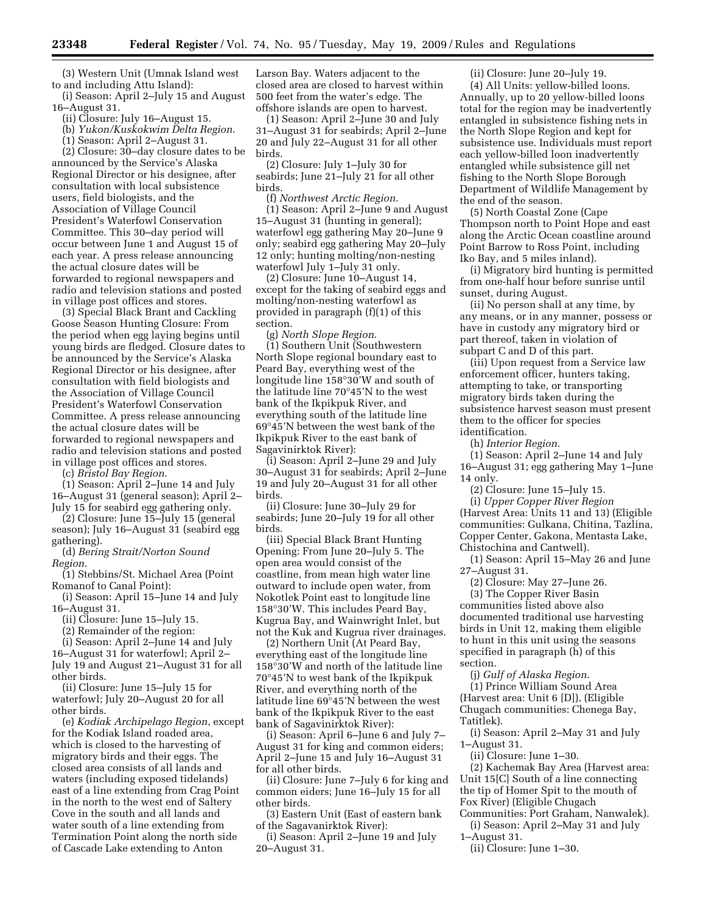(3) Western Unit (Umnak Island west to and including Attu Island):

(i) Season: April 2–July 15 and August 16–August 31.

(ii) Closure: July 16–August 15.

(b) *Yukon/Kuskokwim Delta Region.*

(1) Season: April 2–August 31.

(2) Closure: 30–day closure dates to be announced by the Service's Alaska Regional Director or his designee, after consultation with local subsistence users, field biologists, and the Association of Village Council President's Waterfowl Conservation Committee. This 30–day period will occur between June 1 and August 15 of each year. A press release announcing the actual closure dates will be forwarded to regional newspapers and radio and television stations and posted in village post offices and stores.

(3) Special Black Brant and Cackling Goose Season Hunting Closure: From the period when egg laying begins until young birds are fledged. Closure dates to be announced by the Service's Alaska Regional Director or his designee, after consultation with field biologists and the Association of Village Council President's Waterfowl Conservation Committee. A press release announcing the actual closure dates will be forwarded to regional newspapers and radio and television stations and posted in village post offices and stores.

(c) *Bristol Bay Region.*

(1) Season: April 2–June 14 and July 16–August 31 (general season); April 2–July 15 for seabird egg gathering only.

(2) Closure: June 15–July 15 (general season); July 16–August 31 (seabird egg gathering).

(d) *Bering Strait/Norton Sound Region.*

(1) Stebbins/St. Michael Area (Point Romanof to Canal Point):

(i) Season: April 15–June 14 and July 16–August 31.

(ii) Closure: June 15–July 15.

(2) Remainder of the region:

(i) Season: April 2–June 14 and July 16–August 31 for waterfowl; April 2–July 19 and August 21–August 31 for all other birds.

(ii) Closure: June 15–July 15 for waterfowl; July 20–August 20 for all other birds.

(e) *Kodiak Archipelago Region*, except for the Kodiak Island roaded area, which is closed to the harvesting of migratory birds and their eggs. The closed area consists of all lands and waters (including exposed tidelands) east of a line extending from Crag Point in the north to the west end of Saltery Cove in the south and all lands and water south of a line extending from Termination Point along the north side of Cascade Lake extending to Anton Larson Bay. Waters adjacent to the closed area are closed to harvest within 500 feet from the water's edge. The offshore islands are open to harvest.

(1) Season: April 2–June 30 and July 31–August 31 for seabirds; April 2–June 20 and July 22–August 31 for all other birds.

(2) Closure: July 1–July 30 for seabirds; June 21–July 21 for all other birds.

(f) *Northwest Arctic Region.*

(1) Season: April 2–June 9 and August 15–August 31 (hunting in general); waterfowl egg gathering May 20–June 9 only; seabird egg gathering May 20–July 12 only; hunting molting/non-nesting waterfowl July 1–July 31 only.

(2) Closure: June 10–August 14, except for the taking of seabird eggs and molting/non-nesting waterfowl as provided in paragraph (f)(1) of this section.

(g) *North Slope Region.*

(1) Southern Unit (Southwestern North Slope regional boundary east to Peard Bay, everything west of the longitude line 158°30'W and south of the latitude line 70°45'N to the west bank of the Ikpikpuk River, and everything south of the latitude line 69°45'N between the west bank of the Ikpikpuk River to the east bank of Sagavinirktok River):

(i) Season: April 2–June 29 and July 30–August 31 for seabirds; April 2–June 19 and July 20–August 31 for all other birds.

(ii) Closure: June 30–July 29 for seabirds; June 20–July 19 for all other birds.

(iii) Special Black Brant Hunting Opening: From June 20–July 5. The open area would consist of the coastline, from mean high water line outward to include open water, from Nokotlek Point east to longitude line 158°30'W. This includes Peard Bay, Kugrua Bay, and Wainwright Inlet, but not the Kuk and Kugrua river drainages.

(2) Northern Unit (At Peard Bay, everything east of the longitude line 158°30'W and north of the latitude line 70°45'N to west bank of the Ikpikpuk River, and everything north of the latitude line 69°45'N between the west bank of the Ikpikpuk River to the east bank of Sagavinirktok River):

(i) Season: April 6–June 6 and July 7–August 31 for king and common eiders; April 2–June 15 and July 16–August 31 for all other birds.

(ii) Closure: June 7–July 6 for king and common eiders; June 16–July 15 for all other birds.

(3) Eastern Unit (East of eastern bank of the Sagavanirktok River):

(i) Season: April 2–June 19 and July 20–August 31.

(ii) Closure: June 20–July 19.

(4) All Units: yellow-billed loons. Annually, up to 20 yellow-billed loons total for the region may be inadvertently entangled in subsistence fishing nets in the North Slope Region and kept for subsistence use. Individuals must report each yellow-billed loon inadvertently entangled while subsistence gill net fishing to the North Slope Borough Department of Wildlife Management by the end of the season.

(5) North Coastal Zone (Cape Thompson north to Point Hope and east along the Arctic Ocean coastline around Point Barrow to Ross Point, including Iko Bay, and 5 miles inland).

(i) Migratory bird hunting is permitted from one-half hour before sunrise until sunset, during August.

(ii) No person shall at any time, by any means, or in any manner, possess or have in custody any migratory bird or part thereof, taken in violation of subpart C and D of this part.

(iii) Upon request from a Service law enforcement officer, hunters taking, attempting to take, or transporting migratory birds taken during the subsistence harvest season must present them to the officer for species identification.

(h) *Interior Region.*

(1) Season: April 2–June 14 and July 16–August 31; egg gathering May 1–June 14 only.

(2) Closure: June 15–July 15.

(i) *Upper Copper River Region* (Harvest Area: Units 11 and 13) (Eligible communities: Gulkana, Chitina, Tazlina, Copper Center, Gakona, Mentasta Lake, Chistochina and Cantwell).

(1) Season: April 15–May 26 and June 27–August 31.

(2) Closure: May 27–June 26.

(3) The Copper River Basin communities listed above also documented traditional use harvesting birds in Unit 12, making them eligible to hunt in this unit using the seasons specified in paragraph (h) of this section.

(j) *Gulf of Alaska Region.*

(1) Prince William Sound Area (Harvest area: Unit 6 [D]), (Eligible Chugach communities: Chenega Bay, Tatitlek).

(i) Season: April 2–May 31 and July 1–August 31.

(ii) Closure: June 1–30.

(2) Kachemak Bay Area (Harvest area: Unit 15[C] South of a line connecting the tip of Homer Spit to the mouth of Fox River) (Eligible Chugach Communities: Port Graham, Nanwalek).

(i) Season: April 2–May 31 and July 1–August 31.

(ii) Closure: June 1–30.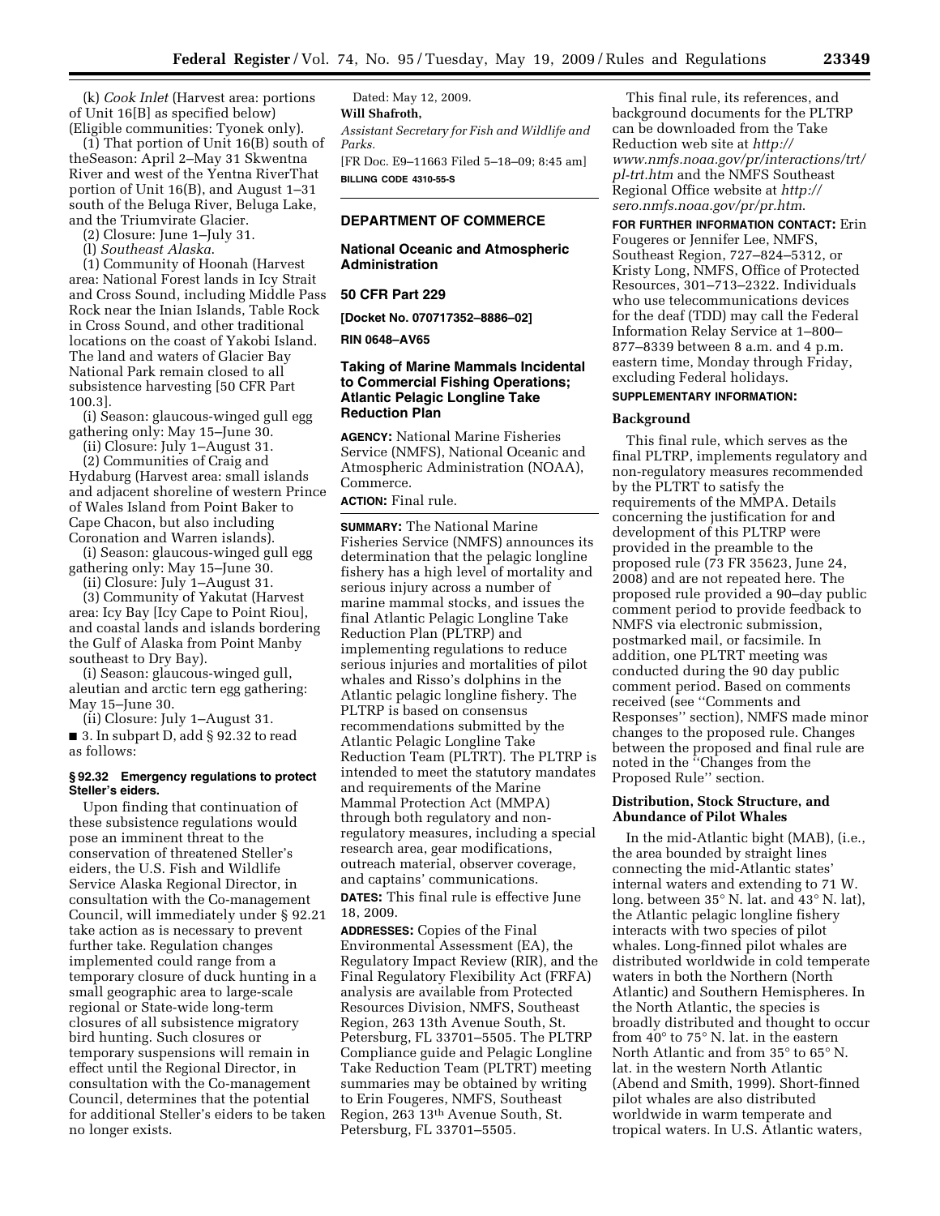(k) *Cook Inlet* (Harvest area: portions of Unit 16[B] as specified below) (Eligible communities: Tyonek only).

(1) That portion of Unit 16(B) south of theSeason: April 2–May 31 Skwentna River and west of the Yentna RiverThat portion of Unit 16(B), and August 1–31 south of the Beluga River, Beluga Lake, and the Triumvirate Glacier.

(2) Closure: June 1–July 31.

(l) *Southeast Alaska*.

(1) Community of Hoonah (Harvest area: National Forest lands in Icy Strait and Cross Sound, including Middle Pass Rock near the Inian Islands, Table Rock in Cross Sound, and other traditional locations on the coast of Yakobi Island. The land and waters of Glacier Bay National Park remain closed to all subsistence harvesting [50 CFR Part 100.3].

(i) Season: glaucous-winged gull egg gathering only: May 15–June 30.

(ii) Closure: July 1–August 31.

(2) Communities of Craig and Hydaburg (Harvest area: small islands and adjacent shoreline of western Prince of Wales Island from Point Baker to Cape Chacon, but also including Coronation and Warren islands).

(i) Season: glaucous-winged gull egg gathering only: May 15–June 30.

(ii) Closure: July 1–August 31.

(3) Community of Yakutat (Harvest area: Icy Bay [Icy Cape to Point Riou], and coastal lands and islands bordering the Gulf of Alaska from Point Manby southeast to Dry Bay).

(i) Season: glaucous-winged gull, aleutian and arctic tern egg gathering: May 15–June 30.

(ii) Closure: July 1–August 31.

■ 3. In subpart D, add § 92.32 to read as follows:

**§ 92.32 Emergency regulations to protect Steller's eiders.**

Upon finding that continuation of these subsistence regulations would pose an imminent threat to the conservation of threatened Steller's eiders, the U.S. Fish and Wildlife Service Alaska Regional Director, in consultation with the Co-management Council, will immediately under § 92.21 take action as is necessary to prevent further take. Regulation changes implemented could range from a temporary closure of duck hunting in a small geographic area to large-scale regional or State-wide long-term closures of all subsistence migratory bird hunting. Such closures or temporary suspensions will remain in effect until the Regional Director, in consultation with the Co-management Council, determines that the potential for additional Steller's eiders to be taken no longer exists.

Dated: May 12, 2009.

**Will Shafroth,**

*Assistant Secretary for Fish and Wildlife and Parks.*

[FR Doc. E9–11663 Filed 5–18–09; 8:45 am]

**BILLING CODE 4310–55–S**

---

## DEPARTMENT OF COMMERCE

### National Oceanic and Atmospheric Administration

### 50 CFR Part 229

**[Docket No. 070717352–8886–02]**

**RIN 0648–AV65**

### Taking of Marine Mammals Incidental to Commercial Fishing Operations; Atlantic Pelagic Longline Take Reduction Plan

**AGENCY:** National Marine Fisheries Service (NMFS), National Oceanic and Atmospheric Administration (NOAA), Commerce.

**ACTION:** Final rule.

**SUMMARY:** The National Marine Fisheries Service (NMFS) announces its determination that the pelagic longline fishery has a high level of mortality and serious injury across a number of marine mammal stocks, and issues the final Atlantic Pelagic Longline Take Reduction Plan (PLTRP) and implementing regulations to reduce serious injuries and mortalities of pilot whales and Risso's dolphins in the Atlantic pelagic longline fishery. The PLTRP is based on consensus recommendations submitted by the Atlantic Pelagic Longline Take Reduction Team (PLTRT). The PLTRP is intended to meet the statutory mandates and requirements of the Marine Mammal Protection Act (MMPA) through both regulatory and non-regulatory measures, including a special research area, gear modifications, outreach material, observer coverage, and captains' communications.

**DATES:** This final rule is effective June 18, 2009.

**ADDRESSES:** Copies of the Final Environmental Assessment (EA), the Regulatory Impact Review (RIR), and the Final Regulatory Flexibility Act (FRFA) analysis are available from Protected Resources Division, NMFS, Southeast Region, 263 13th Avenue South, St. Petersburg, FL 33701–5505. The PLTRP Compliance guide and Pelagic Longline Take Reduction Team (PLTRT) meeting summaries may be obtained by writing to Erin Fougeres, NMFS, Southeast Region, 263 13th Avenue South, St. Petersburg, FL 33701–5505.

This final rule, its references, and background documents for the PLTRP can be downloaded from the Take Reduction web site at *http://www.nmfs.noaa.gov/pr/interactions/trt/pl-trt.htm* and the NMFS Southeast Regional Office website at *http://sero.nmfs.noaa.gov/pr/pr.htm*.

**FOR FURTHER INFORMATION CONTACT:** Erin Fougeres or Jennifer Lee, NMFS, Southeast Region, 727–824–5312, or Kristy Long, NMFS, Office of Protected Resources, 301–713–2322. Individuals who use telecommunications devices for the deaf (TDD) may call the Federal Information Relay Service at 1–800–877–8339 between 8 a.m. and 4 p.m. eastern time, Monday through Friday, excluding Federal holidays.

**SUPPLEMENTARY INFORMATION:**

#### Background

This final rule, which serves as the final PLTRP, implements regulatory and non-regulatory measures recommended by the PLTRT to satisfy the requirements of the MMPA. Details concerning the justification for and development of this PLTRP were provided in the preamble to the proposed rule (73 FR 35623, June 24, 2008) and are not repeated here. The proposed rule provided a 90–day public comment period to provide feedback to NMFS via electronic submission, postmarked mail, or facsimile. In addition, one PLTRT meeting was conducted during the 90 day public comment period. Based on comments received (see ''Comments and Responses'' section), NMFS made minor changes to the proposed rule. Changes between the proposed and final rule are noted in the ''Changes from the Proposed Rule'' section.

#### Distribution, Stock Structure, and Abundance of Pilot Whales

In the mid-Atlantic bight (MAB), (i.e., the area bounded by straight lines connecting the mid-Atlantic states' internal waters and extending to 71 W. long. between 35° N. lat. and 43° N. lat), the Atlantic pelagic longline fishery interacts with two species of pilot whales. Long-finned pilot whales are distributed worldwide in cold temperate waters in both the Northern (North Atlantic) and Southern Hemispheres. In the North Atlantic, the species is broadly distributed and thought to occur from 40° to 75° N. lat. in the eastern North Atlantic and from 35° to 65° N. lat. in the western North Atlantic (Abend and Smith, 1999). Short-finned pilot whales are also distributed worldwide in warm temperate and tropical waters. In U.S. Atlantic waters,